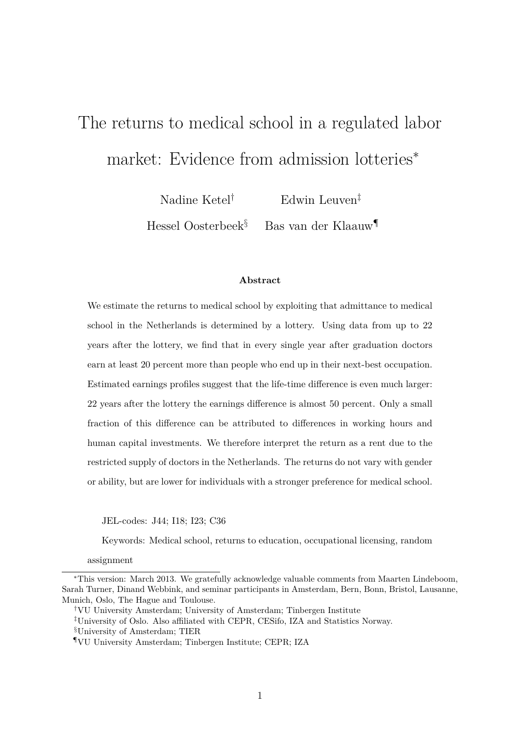# The returns to medical school in a regulated labor market: Evidence from admission lotteries[*]

Nadine Ketel[†] Edwin Leuven[‡]

Hessel Oosterbeek[§] Bas van der Klaauw[¶]

**Abstract**

We estimate the returns to medical school by exploiting that admittance to medical school in the Netherlands is determined by a lottery. Using data from up to 22 years after the lottery, we find that in every single year after graduation doctors earn at least 20 percent more than people who end up in their next-best occupation. Estimated earnings profiles suggest that the life-time difference is even much larger: 22 years after the lottery the earnings difference is almost 50 percent. Only a small fraction of this difference can be attributed to differences in working hours and human capital investments. We therefore interpret the return as a rent due to the restricted supply of doctors in the Netherlands. The returns do not vary with gender or ability, but are lower for individuals with a stronger preference for medical school.

JEL-codes: J44; I18; I23; C36

Keywords: Medical school, returns to education, occupational licensing, random assignment

---

[*] This version: March 2013. We gratefully acknowledge valuable comments from Maarten Lindeboom, Sarah Turner, Dinand Webbink, and seminar participants in Amsterdam, Bern, Bonn, Bristol, Lausanne, Munich, Oslo, The Hague and Toulouse.

[†] VU University Amsterdam; University of Amsterdam; Tinbergen Institute

[‡] University of Oslo. Also affiliated with CEPR, CESifo, IZA and Statistics Norway.

[§] University of Amsterdam; TIER

[¶] VU University Amsterdam; Tinbergen Institute; CEPR; IZA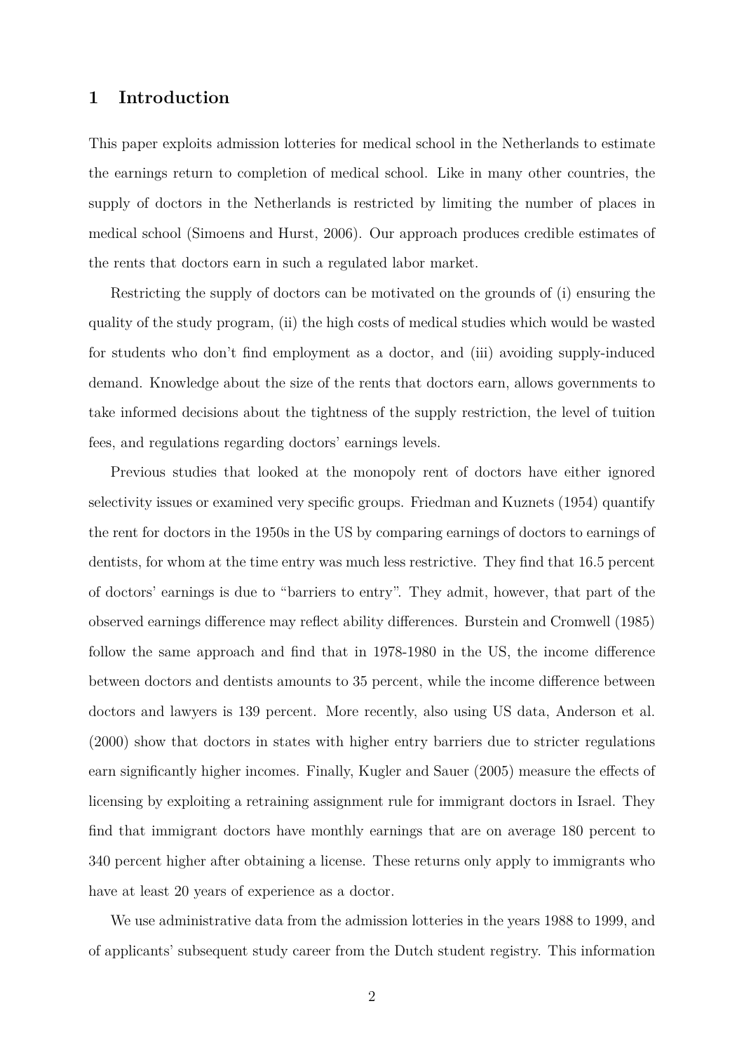## 1 Introduction

This paper exploits admission lotteries for medical school in the Netherlands to estimate the earnings return to completion of medical school. Like in many other countries, the supply of doctors in the Netherlands is restricted by limiting the number of places in medical school (Simoens and Hurst, 2006). Our approach produces credible estimates of the rents that doctors earn in such a regulated labor market.

Restricting the supply of doctors can be motivated on the grounds of (i) ensuring the quality of the study program, (ii) the high costs of medical studies which would be wasted for students who don't find employment as a doctor, and (iii) avoiding supply-induced demand. Knowledge about the size of the rents that doctors earn, allows governments to take informed decisions about the tightness of the supply restriction, the level of tuition fees, and regulations regarding doctors' earnings levels.

Previous studies that looked at the monopoly rent of doctors have either ignored selectivity issues or examined very specific groups. Friedman and Kuznets (1954) quantify the rent for doctors in the 1950s in the US by comparing earnings of doctors to earnings of dentists, for whom at the time entry was much less restrictive. They find that 16.5 percent of doctors' earnings is due to "barriers to entry". They admit, however, that part of the observed earnings difference may reflect ability differences. Burstein and Cromwell (1985) follow the same approach and find that in 1978-1980 in the US, the income difference between doctors and dentists amounts to 35 percent, while the income difference between doctors and lawyers is 139 percent. More recently, also using US data, Anderson et al. (2000) show that doctors in states with higher entry barriers due to stricter regulations earn significantly higher incomes. Finally, Kugler and Sauer (2005) measure the effects of licensing by exploiting a retraining assignment rule for immigrant doctors in Israel. They find that immigrant doctors have monthly earnings that are on average 180 percent to 340 percent higher after obtaining a license. These returns only apply to immigrants who have at least 20 years of experience as a doctor.

We use administrative data from the admission lotteries in the years 1988 to 1999, and of applicants' subsequent study career from the Dutch student registry. This information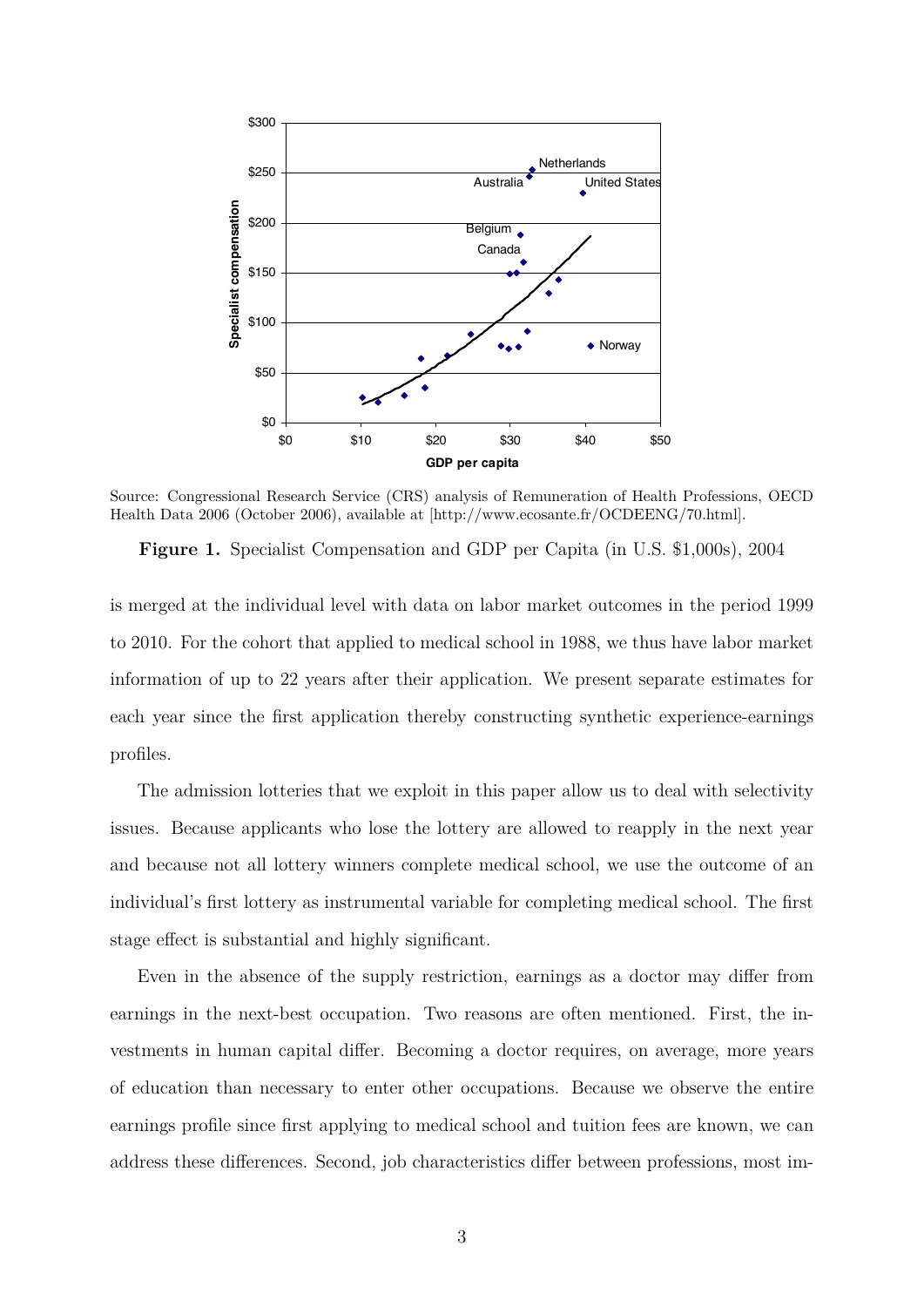Source: Congressional Research Service (CRS) analysis of Remuneration of Health Professions, OECD Health Data 2006 (October 2006), available at [http://www.ecosante.fr/OCDEENG/70.html].

**Figure 1.** Specialist Compensation and GDP per Capita (in U.S. $1,000s), 2004

is merged at the individual level with data on labor market outcomes in the period 1999 to 2010. For the cohort that applied to medical school in 1988, we thus have labor market information of up to 22 years after their application. We present separate estimates for each year since the first application thereby constructing synthetic experience-earnings profiles.

The admission lotteries that we exploit in this paper allow us to deal with selectivity issues. Because applicants who lose the lottery are allowed to reapply in the next year and because not all lottery winners complete medical school, we use the outcome of an individual's first lottery as instrumental variable for completing medical school. The first stage effect is substantial and highly significant.

Even in the absence of the supply restriction, earnings as a doctor may differ from earnings in the next-best occupation. Two reasons are often mentioned. First, the investments in human capital differ. Becoming a doctor requires, on average, more years of education than necessary to enter other occupations. Because we observe the entire earnings profile since first applying to medical school and tuition fees are known, we can address these differences. Second, job characteristics differ between professions, most im-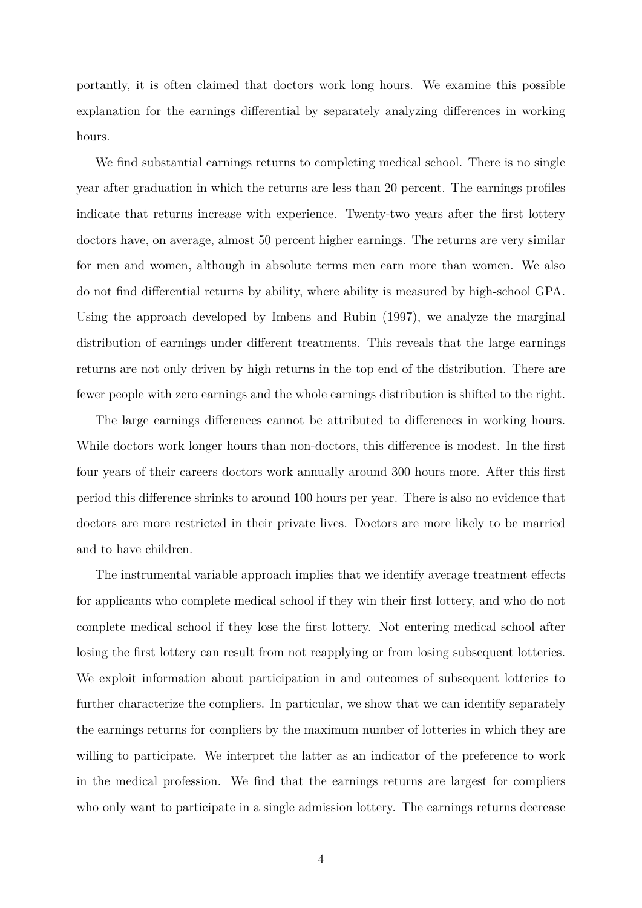portantly, it is often claimed that doctors work long hours. We examine this possible explanation for the earnings differential by separately analyzing differences in working hours.

We find substantial earnings returns to completing medical school. There is no single year after graduation in which the returns are less than 20 percent. The earnings profiles indicate that returns increase with experience. Twenty-two years after the first lottery doctors have, on average, almost 50 percent higher earnings. The returns are very similar for men and women, although in absolute terms men earn more than women. We also do not find differential returns by ability, where ability is measured by high-school GPA. Using the approach developed by Imbens and Rubin (1997), we analyze the marginal distribution of earnings under different treatments. This reveals that the large earnings returns are not only driven by high returns in the top end of the distribution. There are fewer people with zero earnings and the whole earnings distribution is shifted to the right.

The large earnings differences cannot be attributed to differences in working hours. While doctors work longer hours than non-doctors, this difference is modest. In the first four years of their careers doctors work annually around 300 hours more. After this first period this difference shrinks to around 100 hours per year. There is also no evidence that doctors are more restricted in their private lives. Doctors are more likely to be married and to have children.

The instrumental variable approach implies that we identify average treatment effects for applicants who complete medical school if they win their first lottery, and who do not complete medical school if they lose the first lottery. Not entering medical school after losing the first lottery can result from not reapplying or from losing subsequent lotteries. We exploit information about participation in and outcomes of subsequent lotteries to further characterize the compliers. In particular, we show that we can identify separately the earnings returns for compliers by the maximum number of lotteries in which they are willing to participate. We interpret the latter as an indicator of the preference to work in the medical profession. We find that the earnings returns are largest for compliers who only want to participate in a single admission lottery. The earnings returns decrease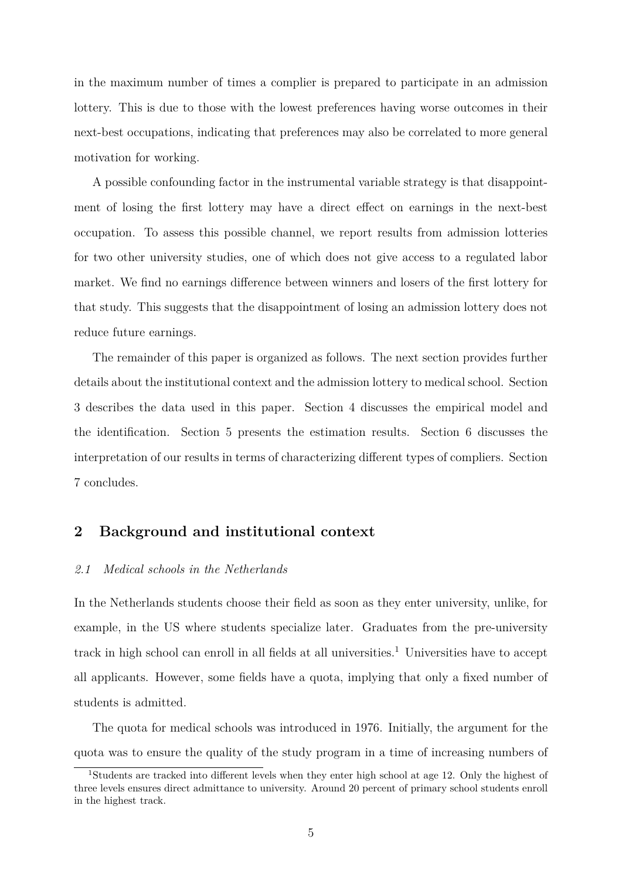in the maximum number of times a complier is prepared to participate in an admission lottery. This is due to those with the lowest preferences having worse outcomes in their next-best occupations, indicating that preferences may also be correlated to more general motivation for working.

A possible confounding factor in the instrumental variable strategy is that disappointment of losing the first lottery may have a direct effect on earnings in the next-best occupation. To assess this possible channel, we report results from admission lotteries for two other university studies, one of which does not give access to a regulated labor market. We find no earnings difference between winners and losers of the first lottery for that study. This suggests that the disappointment of losing an admission lottery does not reduce future earnings.

The remainder of this paper is organized as follows. The next section provides further details about the institutional context and the admission lottery to medical school. Section 3 describes the data used in this paper. Section 4 discusses the empirical model and the identification. Section 5 presents the estimation results. Section 6 discusses the interpretation of our results in terms of characterizing different types of compliers. Section 7 concludes.

## 2 Background and institutional context

### *2.1 Medical schools in the Netherlands*

In the Netherlands students choose their field as soon as they enter university, unlike, for example, in the US where students specialize later. Graduates from the pre-university track in high school can enroll in all fields at all universities.[1] Universities have to accept all applicants. However, some fields have a quota, implying that only a fixed number of students is admitted.

The quota for medical schools was introduced in 1976. Initially, the argument for the quota was to ensure the quality of the study program in a time of increasing numbers of

[1] Students are tracked into different levels when they enter high school at age 12. Only the highest of three levels ensures direct admittance to university. Around 20 percent of primary school students enroll in the highest track.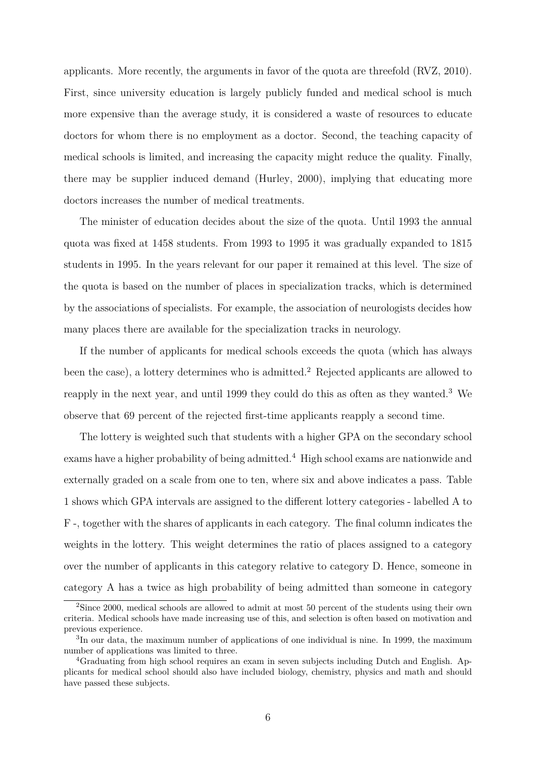applicants. More recently, the arguments in favor of the quota are threefold (RVZ, 2010). First, since university education is largely publicly funded and medical school is much more expensive than the average study, it is considered a waste of resources to educate doctors for whom there is no employment as a doctor. Second, the teaching capacity of medical schools is limited, and increasing the capacity might reduce the quality. Finally, there may be supplier induced demand (Hurley, 2000), implying that educating more doctors increases the number of medical treatments.

The minister of education decides about the size of the quota. Until 1993 the annual quota was fixed at 1458 students. From 1993 to 1995 it was gradually expanded to 1815 students in 1995. In the years relevant for our paper it remained at this level. The size of the quota is based on the number of places in specialization tracks, which is determined by the associations of specialists. For example, the association of neurologists decides how many places there are available for the specialization tracks in neurology.

If the number of applicants for medical schools exceeds the quota (which has always been the case), a lottery determines who is admitted.[2] Rejected applicants are allowed to reapply in the next year, and until 1999 they could do this as often as they wanted.[3] We observe that 69 percent of the rejected first-time applicants reapply a second time.

The lottery is weighted such that students with a higher GPA on the secondary school exams have a higher probability of being admitted.[4] High school exams are nationwide and externally graded on a scale from one to ten, where six and above indicates a pass. Table 1 shows which GPA intervals are assigned to the different lottery categories - labelled A to F -, together with the shares of applicants in each category. The final column indicates the weights in the lottery. This weight determines the ratio of places assigned to a category over the number of applicants in this category relative to category D. Hence, someone in category A has a twice as high probability of being admitted than someone in category

[2] Since 2000, medical schools are allowed to admit at most 50 percent of the students using their own criteria. Medical schools have made increasing use of this, and selection is often based on motivation and previous experience.

[3] In our data, the maximum number of applications of one individual is nine. In 1999, the maximum number of applications was limited to three.

[4] Graduating from high school requires an exam in seven subjects including Dutch and English. Applicants for medical school should also have included biology, chemistry, physics and math and should have passed these subjects.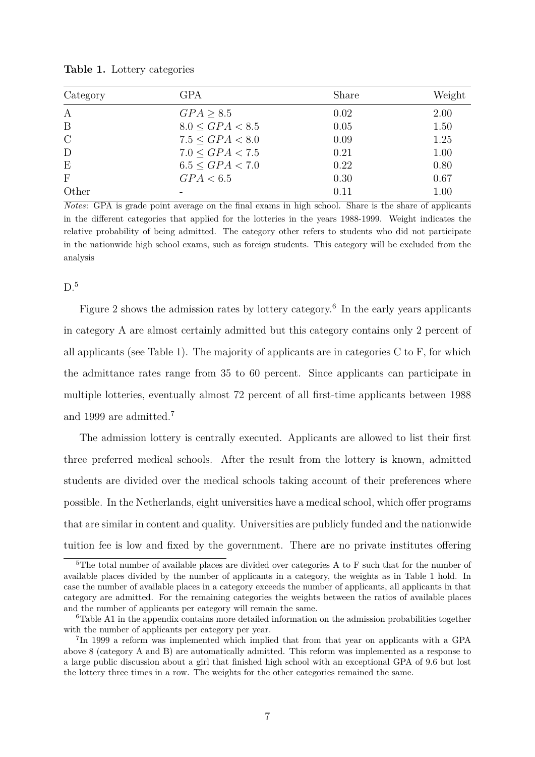**Table 1.** Lottery categories

| Category | GPA | Share | Weight |
|---|---|---|---|
| A | $GPA \geq 8.5$ | 0.02 | 2.00 |
| B | $8.0 \leq GPA < 8.5$ | 0.05 | 1.50 |
| C | $7.5 \leq GPA < 8.0$ | 0.09 | 1.25 |
| D | $7.0 \leq GPA < 7.5$ | 0.21 | 1.00 |
| E | $6.5 \leq GPA < 7.0$ | 0.22 | 0.80 |
| F | $GPA < 6.5$ | 0.30 | 0.67 |
| Other | - | 0.11 | 1.00 |

*Notes*: GPA is grade point average on the final exams in high school. Share is the share of applicants in the different categories that applied for the lotteries in the years 1988-1999. Weight indicates the relative probability of being admitted. The category other refers to students who did not participate in the nationwide high school exams, such as foreign students. This category will be excluded from the analysis

D.[5]

Figure 2 shows the admission rates by lottery category.[6] In the early years applicants in category A are almost certainly admitted but this category contains only 2 percent of all applicants (see Table 1). The majority of applicants are in categories C to F, for which the admittance rates range from 35 to 60 percent. Since applicants can participate in multiple lotteries, eventually almost 72 percent of all first-time applicants between 1988 and 1999 are admitted.[7]

The admission lottery is centrally executed. Applicants are allowed to list their first three preferred medical schools. After the result from the lottery is known, admitted students are divided over the medical schools taking account of their preferences where possible. In the Netherlands, eight universities have a medical school, which offer programs that are similar in content and quality. Universities are publicly funded and the nationwide tuition fee is low and fixed by the government. There are no private institutes offering

[5] The total number of available places are divided over categories A to F such that for the number of available places divided by the number of applicants in a category, the weights as in Table 1 hold. In case the number of available places in a category exceeds the number of applicants, all applicants in that category are admitted. For the remaining categories the weights between the ratios of available places and the number of applicants per category will remain the same.

[6] Table A1 in the appendix contains more detailed information on the admission probabilities together with the number of applicants per category per year.

[7] In 1999 a reform was implemented which implied that from that year on applicants with a GPA above 8 (category A and B) are automatically admitted. This reform was implemented as a response to a large public discussion about a girl that finished high school with an exceptional GPA of 9.6 but lost the lottery three times in a row. The weights for the other categories remained the same.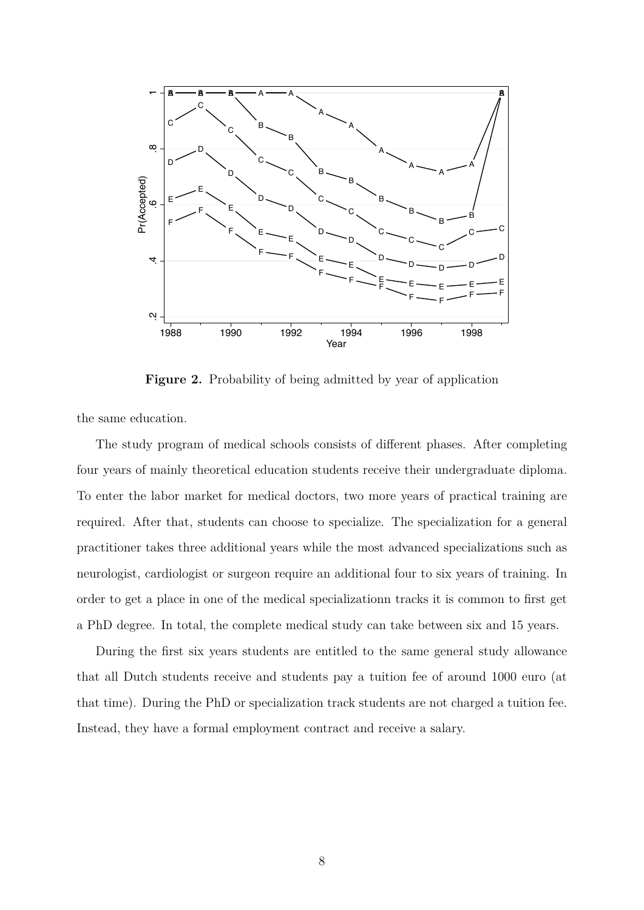**Figure 2.** Probability of being admitted by year of application

the same education.

The study program of medical schools consists of different phases. After completing four years of mainly theoretical education students receive their undergraduate diploma. To enter the labor market for medical doctors, two more years of practical training are required. After that, students can choose to specialize. The specialization for a general practitioner takes three additional years while the most advanced specializations such as neurologist, cardiologist or surgeon require an additional four to six years of training. In order to get a place in one of the medical specializationn tracks it is common to first get a PhD degree. In total, the complete medical study can take between six and 15 years.

During the first six years students are entitled to the same general study allowance that all Dutch students receive and students pay a tuition fee of around 1000 euro (at that time). During the PhD or specialization track students are not charged a tuition fee. Instead, they have a formal employment contract and receive a salary.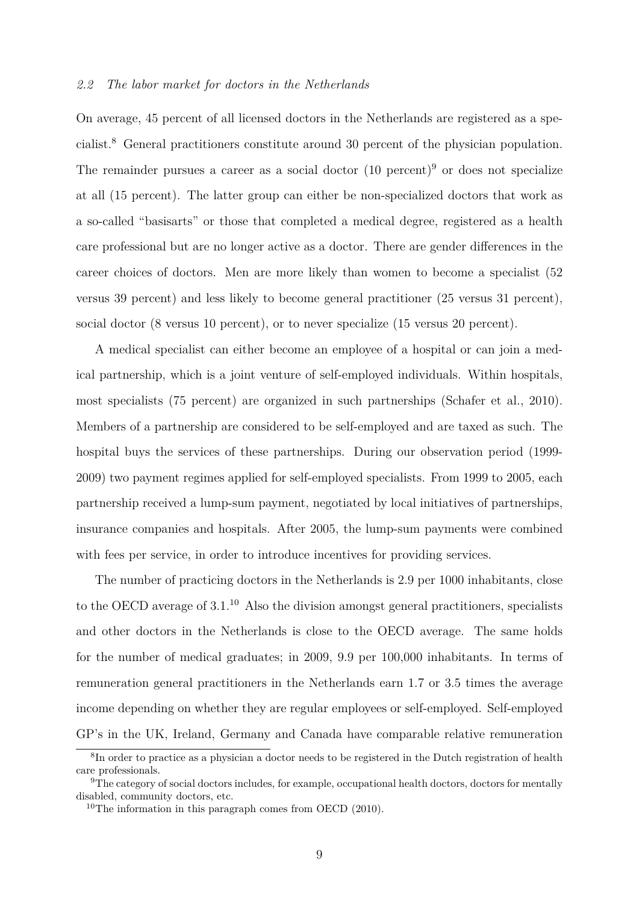### 2.2 *The labor market for doctors in the Netherlands*

On average, 45 percent of all licensed doctors in the Netherlands are registered as a specialist.[8] General practitioners constitute around 30 percent of the physician population. The remainder pursues a career as a social doctor (10 percent)[9] or does not specialize at all (15 percent). The latter group can either be non-specialized doctors that work as a so-called "basisarts" or those that completed a medical degree, registered as a health care professional but are no longer active as a doctor. There are gender differences in the career choices of doctors. Men are more likely than women to become a specialist (52 versus 39 percent) and less likely to become general practitioner (25 versus 31 percent), social doctor (8 versus 10 percent), or to never specialize (15 versus 20 percent).

A medical specialist can either become an employee of a hospital or can join a medical partnership, which is a joint venture of self-employed individuals. Within hospitals, most specialists (75 percent) are organized in such partnerships (Schafer et al., 2010). Members of a partnership are considered to be self-employed and are taxed as such. The hospital buys the services of these partnerships. During our observation period (1999-2009) two payment regimes applied for self-employed specialists. From 1999 to 2005, each partnership received a lump-sum payment, negotiated by local initiatives of partnerships, insurance companies and hospitals. After 2005, the lump-sum payments were combined with fees per service, in order to introduce incentives for providing services.

The number of practicing doctors in the Netherlands is 2.9 per 1000 inhabitants, close to the OECD average of 3.1.[10] Also the division amongst general practitioners, specialists and other doctors in the Netherlands is close to the OECD average. The same holds for the number of medical graduates; in 2009, 9.9 per 100,000 inhabitants. In terms of remuneration general practitioners in the Netherlands earn 1.7 or 3.5 times the average income depending on whether they are regular employees or self-employed. Self-employed GP's in the UK, Ireland, Germany and Canada have comparable relative remuneration

---

[8] In order to practice as a physician a doctor needs to be registered in the Dutch registration of health care professionals.

[9] The category of social doctors includes, for example, occupational health doctors, doctors for mentally disabled, community doctors, etc.

[10] The information in this paragraph comes from OECD (2010).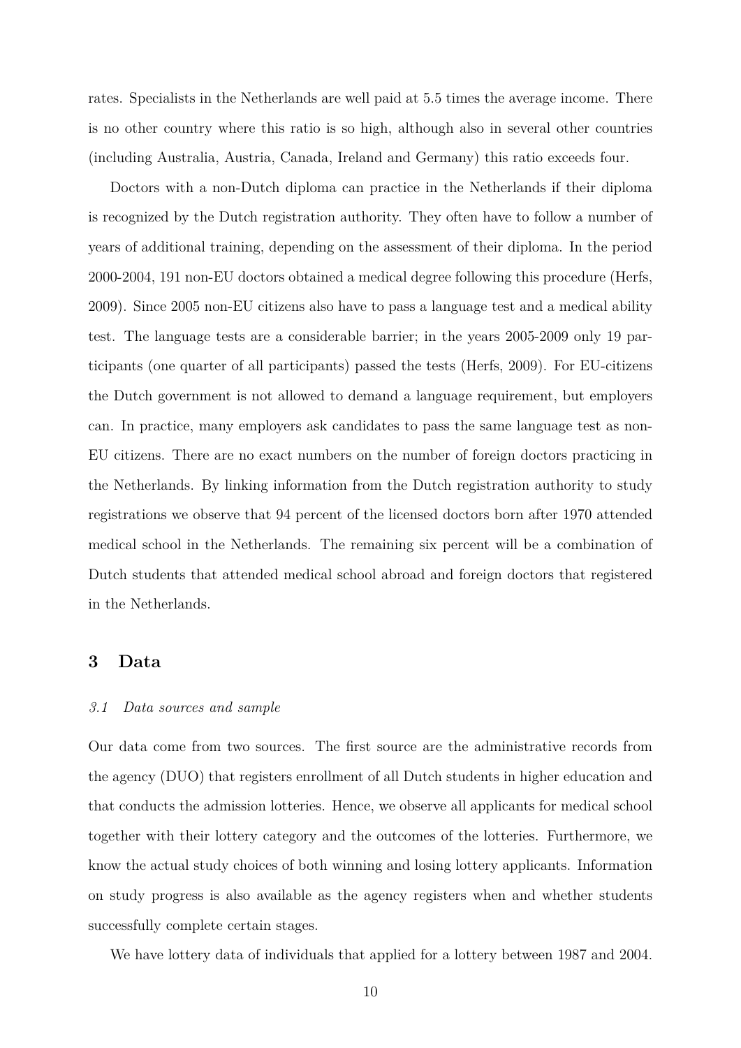rates. Specialists in the Netherlands are well paid at 5.5 times the average income. There is no other country where this ratio is so high, although also in several other countries (including Australia, Austria, Canada, Ireland and Germany) this ratio exceeds four.

Doctors with a non-Dutch diploma can practice in the Netherlands if their diploma is recognized by the Dutch registration authority. They often have to follow a number of years of additional training, depending on the assessment of their diploma. In the period 2000-2004, 191 non-EU doctors obtained a medical degree following this procedure (Herfs, 2009). Since 2005 non-EU citizens also have to pass a language test and a medical ability test. The language tests are a considerable barrier; in the years 2005-2009 only 19 participants (one quarter of all participants) passed the tests (Herfs, 2009). For EU-citizens the Dutch government is not allowed to demand a language requirement, but employers can. In practice, many employers ask candidates to pass the same language test as non-EU citizens. There are no exact numbers on the number of foreign doctors practicing in the Netherlands. By linking information from the Dutch registration authority to study registrations we observe that 94 percent of the licensed doctors born after 1970 attended medical school in the Netherlands. The remaining six percent will be a combination of Dutch students that attended medical school abroad and foreign doctors that registered in the Netherlands.

## 3 Data

### *3.1 Data sources and sample*

Our data come from two sources. The first source are the administrative records from the agency (DUO) that registers enrollment of all Dutch students in higher education and that conducts the admission lotteries. Hence, we observe all applicants for medical school together with their lottery category and the outcomes of the lotteries. Furthermore, we know the actual study choices of both winning and losing lottery applicants. Information on study progress is also available as the agency registers when and whether students successfully complete certain stages.

We have lottery data of individuals that applied for a lottery between 1987 and 2004.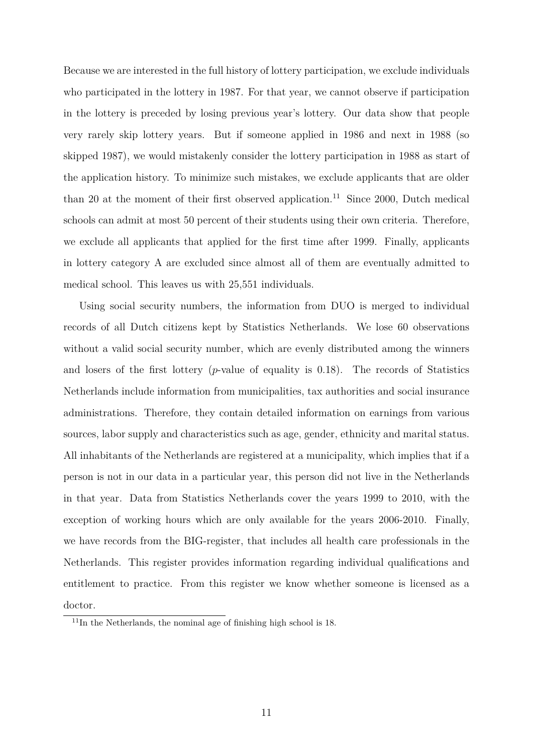Because we are interested in the full history of lottery participation, we exclude individuals who participated in the lottery in 1987. For that year, we cannot observe if participation in the lottery is preceded by losing previous year's lottery. Our data show that people very rarely skip lottery years. But if someone applied in 1986 and next in 1988 (so skipped 1987), we would mistakenly consider the lottery participation in 1988 as start of the application history. To minimize such mistakes, we exclude applicants that are older than 20 at the moment of their first observed application.[11] Since 2000, Dutch medical schools can admit at most 50 percent of their students using their own criteria. Therefore, we exclude all applicants that applied for the first time after 1999. Finally, applicants in lottery category A are excluded since almost all of them are eventually admitted to medical school. This leaves us with 25,551 individuals.

Using social security numbers, the information from DUO is merged to individual records of all Dutch citizens kept by Statistics Netherlands. We lose 60 observations without a valid social security number, which are evenly distributed among the winners and losers of the first lottery (*p*-value of equality is 0.18). The records of Statistics Netherlands include information from municipalities, tax authorities and social insurance administrations. Therefore, they contain detailed information on earnings from various sources, labor supply and characteristics such as age, gender, ethnicity and marital status. All inhabitants of the Netherlands are registered at a municipality, which implies that if a person is not in our data in a particular year, this person did not live in the Netherlands in that year. Data from Statistics Netherlands cover the years 1999 to 2010, with the exception of working hours which are only available for the years 2006-2010. Finally, we have records from the BIG-register, that includes all health care professionals in the Netherlands. This register provides information regarding individual qualifications and entitlement to practice. From this register we know whether someone is licensed as a doctor.

[11] In the Netherlands, the nominal age of finishing high school is 18.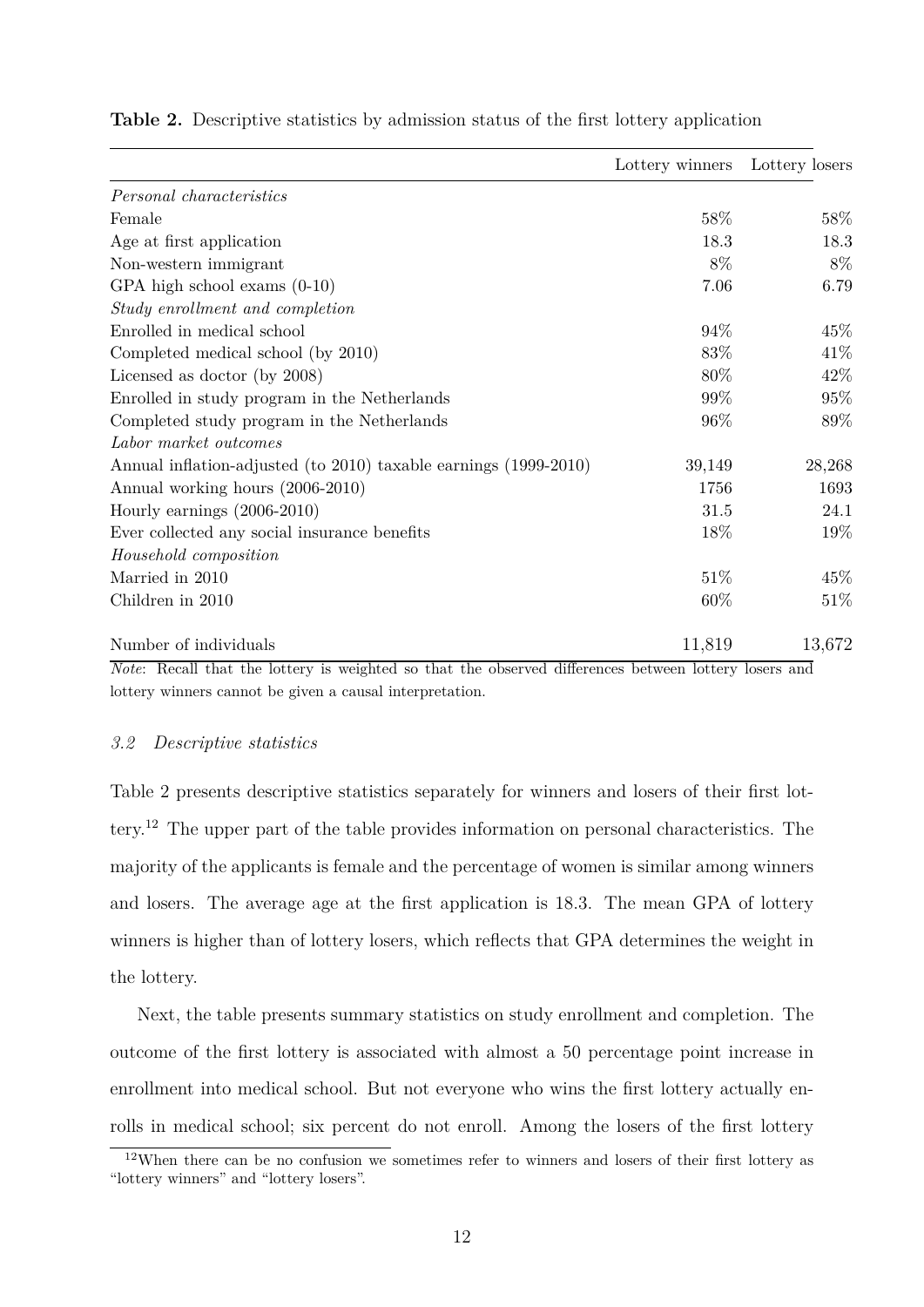**Table 2.** Descriptive statistics by admission status of the first lottery application

| | Lottery winners | Lottery losers |
|---|---|---|
| *Personal characteristics* | | |
| Female | 58% | 58% |
| Age at first application | 18.3 | 18.3 |
| Non-western immigrant | 8% | 8% |
| GPA high school exams (0-10) | 7.06 | 6.79 |
| *Study enrollment and completion* | | |
| Enrolled in medical school | 94% | 45% |
| Completed medical school (by 2010) | 83% | 41% |
| Licensed as doctor (by 2008) | 80% | 42% |
| Enrolled in study program in the Netherlands | 99% | 95% |
| Completed study program in the Netherlands | 96% | 89% |
| *Labor market outcomes* | | |
| Annual inflation-adjusted (to 2010) taxable earnings (1999-2010) | 39,149 | 28,268 |
| Annual working hours (2006-2010) | 1756 | 1693 |
| Hourly earnings (2006-2010) | 31.5 | 24.1 |
| Ever collected any social insurance benefits | 18% | 19% |
| *Household composition* | | |
| Married in 2010 | 51% | 45% |
| Children in 2010 | 60% | 51% |
| | | |
| Number of individuals | 11,819 | 13,672 |

*Note*: Recall that the lottery is weighted so that the observed differences between lottery losers and lottery winners cannot be given a causal interpretation.

### *3.2 Descriptive statistics*

Table 2 presents descriptive statistics separately for winners and losers of their first lottery.[12] The upper part of the table provides information on personal characteristics. The majority of the applicants is female and the percentage of women is similar among winners and losers. The average age at the first application is 18.3. The mean GPA of lottery winners is higher than of lottery losers, which reflects that GPA determines the weight in the lottery.

Next, the table presents summary statistics on study enrollment and completion. The outcome of the first lottery is associated with almost a 50 percentage point increase in enrollment into medical school. But not everyone who wins the first lottery actually enrolls in medical school; six percent do not enroll. Among the losers of the first lottery

[12] When there can be no confusion we sometimes refer to winners and losers of their first lottery as "lottery winners" and "lottery losers".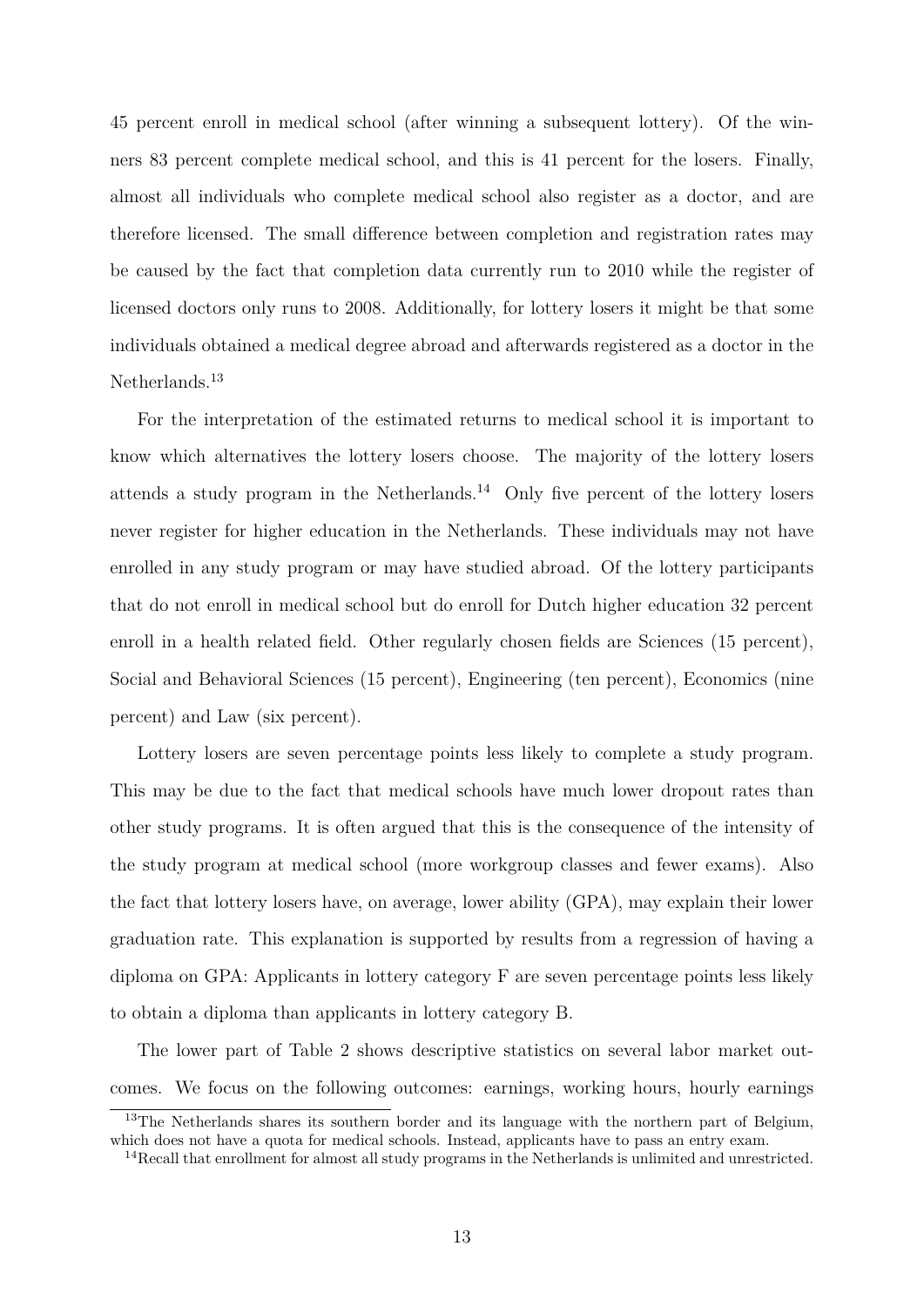45 percent enroll in medical school (after winning a subsequent lottery). Of the winners 83 percent complete medical school, and this is 41 percent for the losers. Finally, almost all individuals who complete medical school also register as a doctor, and are therefore licensed. The small difference between completion and registration rates may be caused by the fact that completion data currently run to 2010 while the register of licensed doctors only runs to 2008. Additionally, for lottery losers it might be that some individuals obtained a medical degree abroad and afterwards registered as a doctor in the Netherlands.[13]

For the interpretation of the estimated returns to medical school it is important to know which alternatives the lottery losers choose. The majority of the lottery losers attends a study program in the Netherlands.[14] Only five percent of the lottery losers never register for higher education in the Netherlands. These individuals may not have enrolled in any study program or may have studied abroad. Of the lottery participants that do not enroll in medical school but do enroll for Dutch higher education 32 percent enroll in a health related field. Other regularly chosen fields are Sciences (15 percent), Social and Behavioral Sciences (15 percent), Engineering (ten percent), Economics (nine percent) and Law (six percent).

Lottery losers are seven percentage points less likely to complete a study program. This may be due to the fact that medical schools have much lower dropout rates than other study programs. It is often argued that this is the consequence of the intensity of the study program at medical school (more workgroup classes and fewer exams). Also the fact that lottery losers have, on average, lower ability (GPA), may explain their lower graduation rate. This explanation is supported by results from a regression of having a diploma on GPA: Applicants in lottery category F are seven percentage points less likely to obtain a diploma than applicants in lottery category B.

The lower part of Table 2 shows descriptive statistics on several labor market outcomes. We focus on the following outcomes: earnings, working hours, hourly earnings

[13] The Netherlands shares its southern border and its language with the northern part of Belgium, which does not have a quota for medical schools. Instead, applicants have to pass an entry exam.

[14] Recall that enrollment for almost all study programs in the Netherlands is unlimited and unrestricted.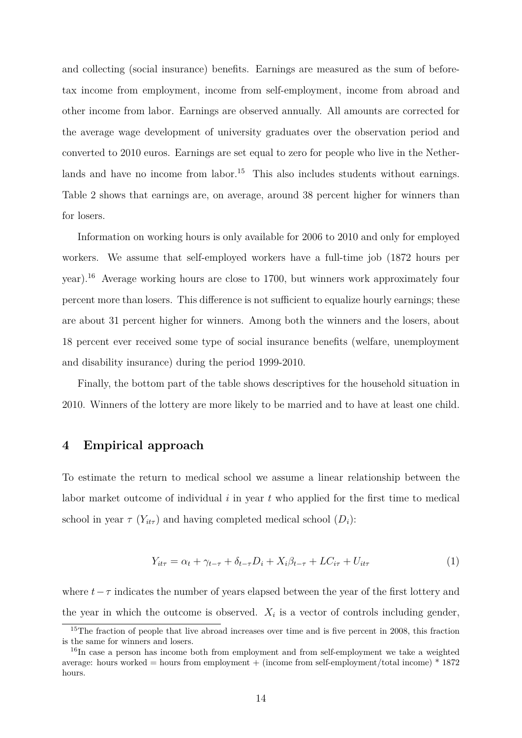and collecting (social insurance) benefits. Earnings are measured as the sum of before-tax income from employment, income from self-employment, income from abroad and other income from labor. Earnings are observed annually. All amounts are corrected for the average wage development of university graduates over the observation period and converted to 2010 euros. Earnings are set equal to zero for people who live in the Netherlands and have no income from labor.[15] This also includes students without earnings. Table 2 shows that earnings are, on average, around 38 percent higher for winners than for losers.

Information on working hours is only available for 2006 to 2010 and only for employed workers. We assume that self-employed workers have a full-time job (1872 hours per year).[16] Average working hours are close to 1700, but winners work approximately four percent more than losers. This difference is not sufficient to equalize hourly earnings; these are about 31 percent higher for winners. Among both the winners and the losers, about 18 percent ever received some type of social insurance benefits (welfare, unemployment and disability insurance) during the period 1999-2010.

Finally, the bottom part of the table shows descriptives for the household situation in 2010. Winners of the lottery are more likely to be married and to have at least one child.

## 4 Empirical approach

To estimate the return to medical school we assume a linear relationship between the labor market outcome of individual $i$ in year $t$ who applied for the first time to medical school in year $\tau$ ($Y_{it\tau}$) and having completed medical school ($D_i$):

$$Y_{it\tau} = \alpha_t + \gamma_{t-\tau} + \delta_{t-\tau} D_i + X_i \beta_{t-\tau} + LC_{i\tau} + U_{it\tau} \tag{1}$$

where $t - \tau$ indicates the number of years elapsed between the year of the first lottery and the year in which the outcome is observed. $X_i$ is a vector of controls including gender,

[15] The fraction of people that live abroad increases over time and is five percent in 2008, this fraction is the same for winners and losers.

[16] In case a person has income both from employment and from self-employment we take a weighted average: hours worked = hours from employment + (income from self-employment/total income) * 1872 hours.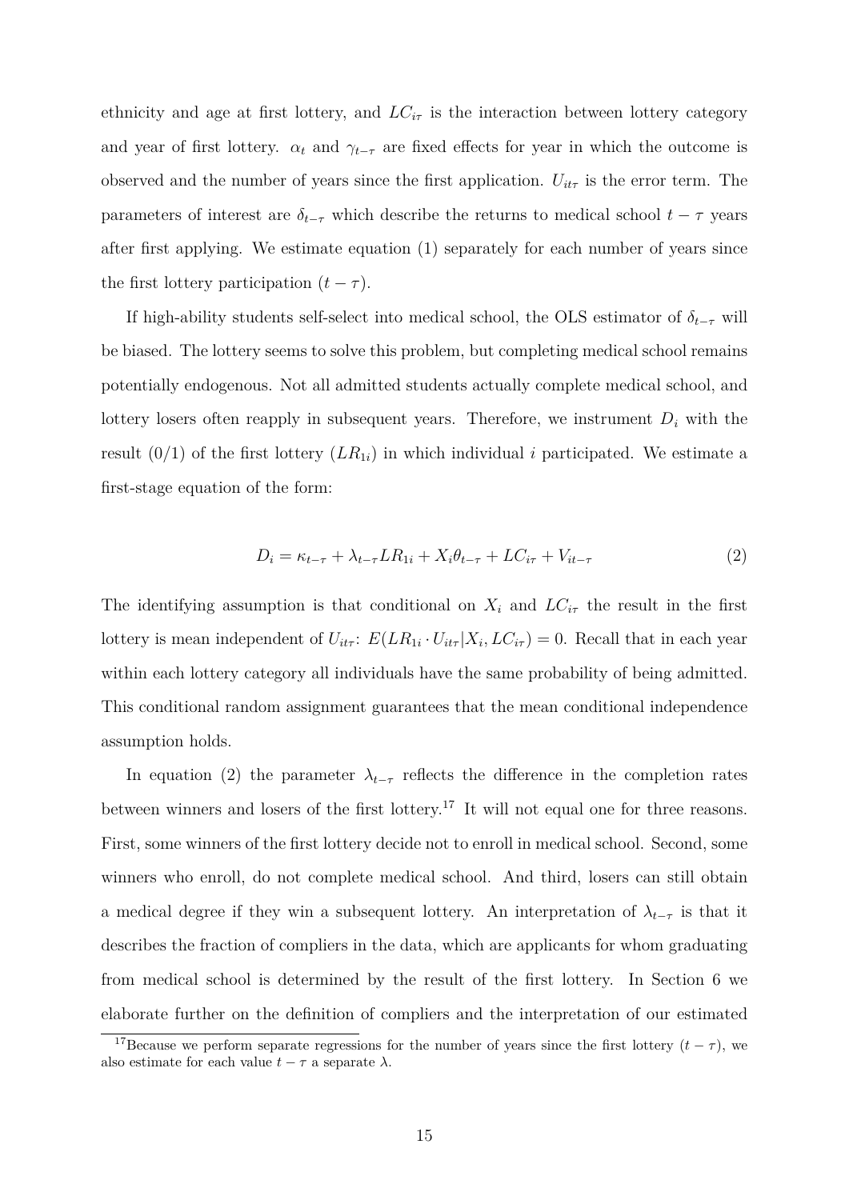ethnicity and age at first lottery, and $LC_{i\tau}$ is the interaction between lottery category and year of first lottery. $\alpha_t$ and $\gamma_{t-\tau}$ are fixed effects for year in which the outcome is observed and the number of years since the first application. $U_{it\tau}$ is the error term. The parameters of interest are $\delta_{t-\tau}$ which describe the returns to medical school $t-\tau$ years after first applying. We estimate equation (1) separately for each number of years since the first lottery participation $(t-\tau)$.

If high-ability students self-select into medical school, the OLS estimator of $\delta_{t-\tau}$ will be biased. The lottery seems to solve this problem, but completing medical school remains potentially endogenous. Not all admitted students actually complete medical school, and lottery losers often reapply in subsequent years. Therefore, we instrument $D_i$ with the result (0/1) of the first lottery ($LR_{1i}$) in which individual $i$ participated. We estimate a first-stage equation of the form:

$$D_i = \kappa_{t-\tau} + \lambda_{t-\tau} LR_{1i} + X_i \theta_{t-\tau} + LC_{i\tau} + V_{it-\tau} \tag{2}$$

The identifying assumption is that conditional on $X_i$ and $LC_{i\tau}$ the result in the first lottery is mean independent of $U_{it\tau}$: $E(LR_{1i} \cdot U_{it\tau} | X_i, LC_{i\tau}) = 0$. Recall that in each year within each lottery category all individuals have the same probability of being admitted. This conditional random assignment guarantees that the mean conditional independence assumption holds.

In equation (2) the parameter $\lambda_{t-\tau}$ reflects the difference in the completion rates between winners and losers of the first lottery.[17] It will not equal one for three reasons. First, some winners of the first lottery decide not to enroll in medical school. Second, some winners who enroll, do not complete medical school. And third, losers can still obtain a medical degree if they win a subsequent lottery. An interpretation of $\lambda_{t-\tau}$ is that it describes the fraction of compliers in the data, which are applicants for whom graduating from medical school is determined by the result of the first lottery. In Section 6 we elaborate further on the definition of compliers and the interpretation of our estimated

[17] Because we perform separate regressions for the number of years since the first lottery $(t-\tau)$, we also estimate for each value $t-\tau$ a separate $\lambda$.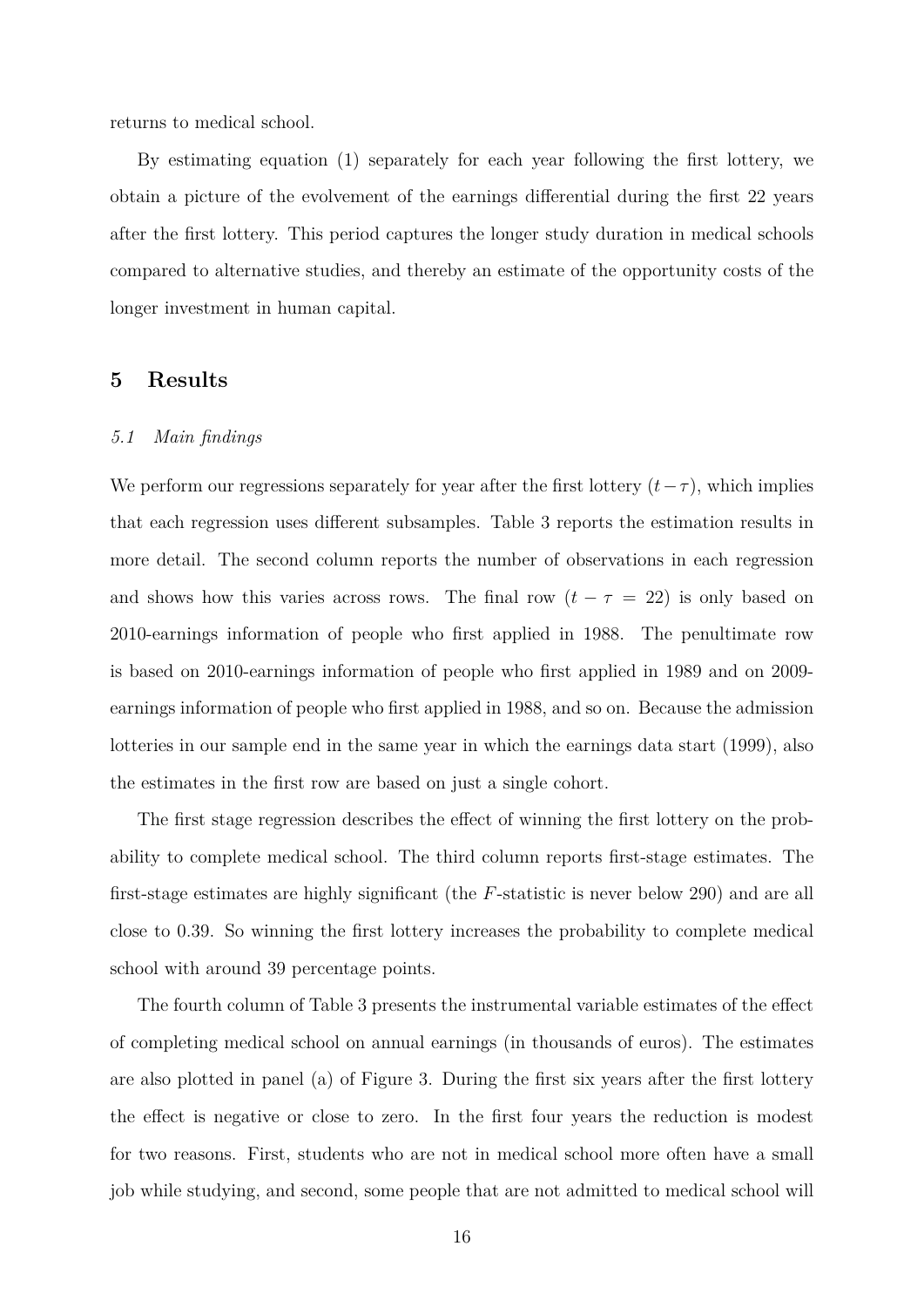returns to medical school.

By estimating equation (1) separately for each year following the first lottery, we obtain a picture of the evolvement of the earnings differential during the first 22 years after the first lottery. This period captures the longer study duration in medical schools compared to alternative studies, and thereby an estimate of the opportunity costs of the longer investment in human capital.

# 5 Results

### *5.1 Main findings*

We perform our regressions separately for year after the first lottery ($t - \tau$), which implies that each regression uses different subsamples. Table 3 reports the estimation results in more detail. The second column reports the number of observations in each regression and shows how this varies across rows. The final row ($t - \tau = 22$) is only based on 2010-earnings information of people who first applied in 1988. The penultimate row is based on 2010-earnings information of people who first applied in 1989 and on 2009-earnings information of people who first applied in 1988, and so on. Because the admission lotteries in our sample end in the same year in which the earnings data start (1999), also the estimates in the first row are based on just a single cohort.

The first stage regression describes the effect of winning the first lottery on the probability to complete medical school. The third column reports first-stage estimates. The first-stage estimates are highly significant (the $F$-statistic is never below 290) and are all close to 0.39. So winning the first lottery increases the probability to complete medical school with around 39 percentage points.

The fourth column of Table 3 presents the instrumental variable estimates of the effect of completing medical school on annual earnings (in thousands of euros). The estimates are also plotted in panel (a) of Figure 3. During the first six years after the first lottery the effect is negative or close to zero. In the first four years the reduction is modest for two reasons. First, students who are not in medical school more often have a small job while studying, and second, some people that are not admitted to medical school will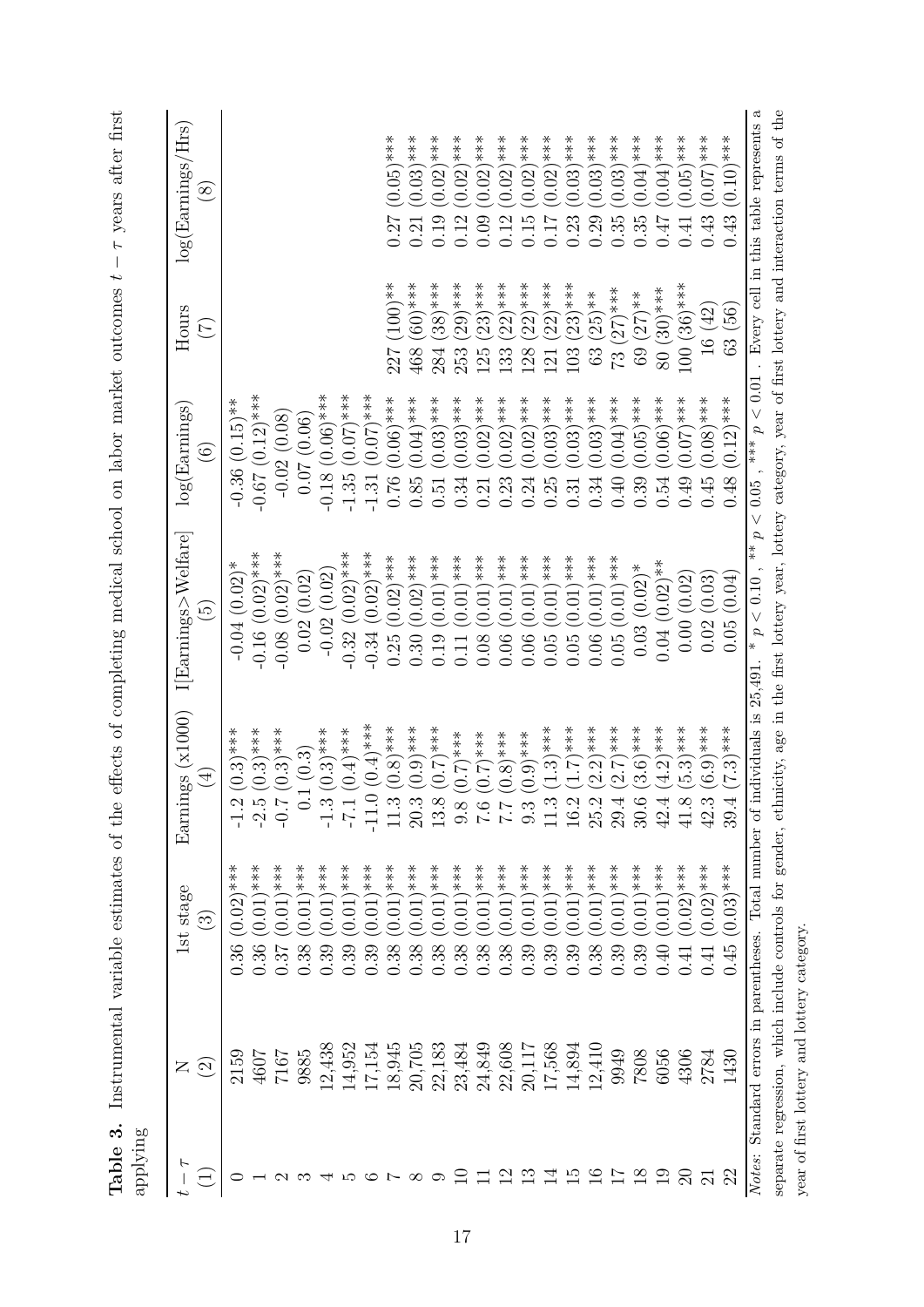**Table 3.** Instrumental variable estimates of the effects of completing medical school on labor market outcomes $t - \tau$ years after first applying

| $t - \tau$ (1) | N (2) | 1st stage (3) | Earnings (x1000) (4) | I[Earnings>Welfare] (5) | log(Earnings) (6) | Hours (7) | log(Earnings/Hrs) (8) |
|---|---|---|---|---|---|---|---|
| 0 | 2159 | 0.36 (0.02)*** | -1.2 (0.3)*** | -0.04 (0.02)* | -0.36 (0.15)** | | |
| 1 | 4607 | 0.36 (0.01)*** | -2.5 (0.3)*** | -0.16 (0.02)*** | -0.67 (0.12)*** | | |
| 2 | 7167 | 0.37 (0.01)*** | -0.7 (0.3)*** | -0.08 (0.02)*** | -0.02 (0.08) | | |
| 3 | 9885 | 0.38 (0.01)*** | 0.1 (0.3) | 0.02 (0.02) | 0.07 (0.06) | | |
| 4 | 12,438 | 0.39 (0.01)*** | -1.3 (0.3)*** | -0.02 (0.02) | -0.18 (0.06)*** | | |
| 5 | 14,952 | 0.39 (0.01)*** | -7.1 (0.4)*** | -0.32 (0.02)*** | -1.35 (0.07)*** | | |
| 6 | 17,154 | 0.39 (0.01)*** | -11.0 (0.4)*** | -0.34 (0.02)*** | -1.31 (0.07)*** | | |
| 7 | 18,945 | 0.38 (0.01)*** | 11.3 (0.8)*** | 0.25 (0.02)*** | 0.76 (0.06)*** | 227 (100)** | 0.27 (0.05)*** |
| 8 | 20,705 | 0.38 (0.01)*** | 20.3 (0.9)*** | 0.30 (0.02)*** | 0.85 (0.04)*** | 468 (60)*** | 0.21 (0.03)*** |
| 9 | 22,183 | 0.38 (0.01)*** | 13.8 (0.7)*** | 0.19 (0.01)*** | 0.51 (0.03)*** | 284 (38)*** | 0.19 (0.02)*** |
| 10 | 23,484 | 0.38 (0.01)*** | 9.8 (0.7)*** | 0.11 (0.01)*** | 0.34 (0.03)*** | 253 (29)*** | 0.12 (0.02)*** |
| 11 | 24,849 | 0.38 (0.01)*** | 7.6 (0.7)*** | 0.08 (0.01)*** | 0.21 (0.02)*** | 125 (23)*** | 0.09 (0.02)*** |
| 12 | 22,608 | 0.38 (0.01)*** | 7.7 (0.8)*** | 0.06 (0.01)*** | 0.23 (0.02)*** | 133 (22)*** | 0.12 (0.02)*** |
| 13 | 20,117 | 0.39 (0.01)*** | 9.3 (0.9)*** | 0.06 (0.01)*** | 0.24 (0.02)*** | 128 (22)*** | 0.15 (0.02)*** |
| 14 | 17,568 | 0.39 (0.01)*** | 11.3 (1.3)*** | 0.05 (0.01)*** | 0.25 (0.03)*** | 121 (22)*** | 0.17 (0.02)*** |
| 15 | 14,894 | 0.39 (0.01)*** | 16.2 (1.7)*** | 0.05 (0.01)*** | 0.31 (0.03)*** | 103 (23)*** | 0.23 (0.03)*** |
| 16 | 12,410 | 0.38 (0.01)*** | 25.2 (2.2)*** | 0.06 (0.01)*** | 0.34 (0.03)*** | 63 (25)** | 0.29 (0.03)*** |
| 17 | 9949 | 0.39 (0.01)*** | 29.4 (2.7)*** | 0.05 (0.01)*** | 0.40 (0.04)*** | 73 (27)*** | 0.35 (0.03)*** |
| 18 | 7808 | 0.39 (0.01)*** | 30.6 (3.6)*** | 0.03 (0.02)* | 0.39 (0.05)*** | 69 (27)** | 0.35 (0.04)*** |
| 19 | 6056 | 0.40 (0.01)*** | 42.4 (4.2)*** | 0.04 (0.02)** | 0.54 (0.06)*** | 80 (30)*** | 0.47 (0.04)*** |
| 20 | 4306 | 0.41 (0.02)*** | 41.8 (5.3)*** | 0.00 (0.02) | 0.49 (0.07)*** | 100 (36)*** | 0.41 (0.05)*** |
| 21 | 2784 | 0.41 (0.02)*** | 42.3 (6.9)*** | 0.02 (0.03) | 0.45 (0.08)*** | 16 (42) | 0.43 (0.07)*** |
| 22 | 1430 | 0.45 (0.03)*** | 39.4 (7.3)*** | 0.05 (0.04) | 0.48 (0.12)*** | 63 (56) | 0.43 (0.10)*** |

*Notes*: Standard errors in parentheses. Total number of individuals is 25,491. * $p < 0.10$ , ** $p < 0.05$ , *** $p < 0.01$ . Every cell in this table represents a separate regression, which include controls for gender, ethnicity, age in the first lottery year, lottery category, year of first lottery and interaction terms of the year of first lottery and lottery category.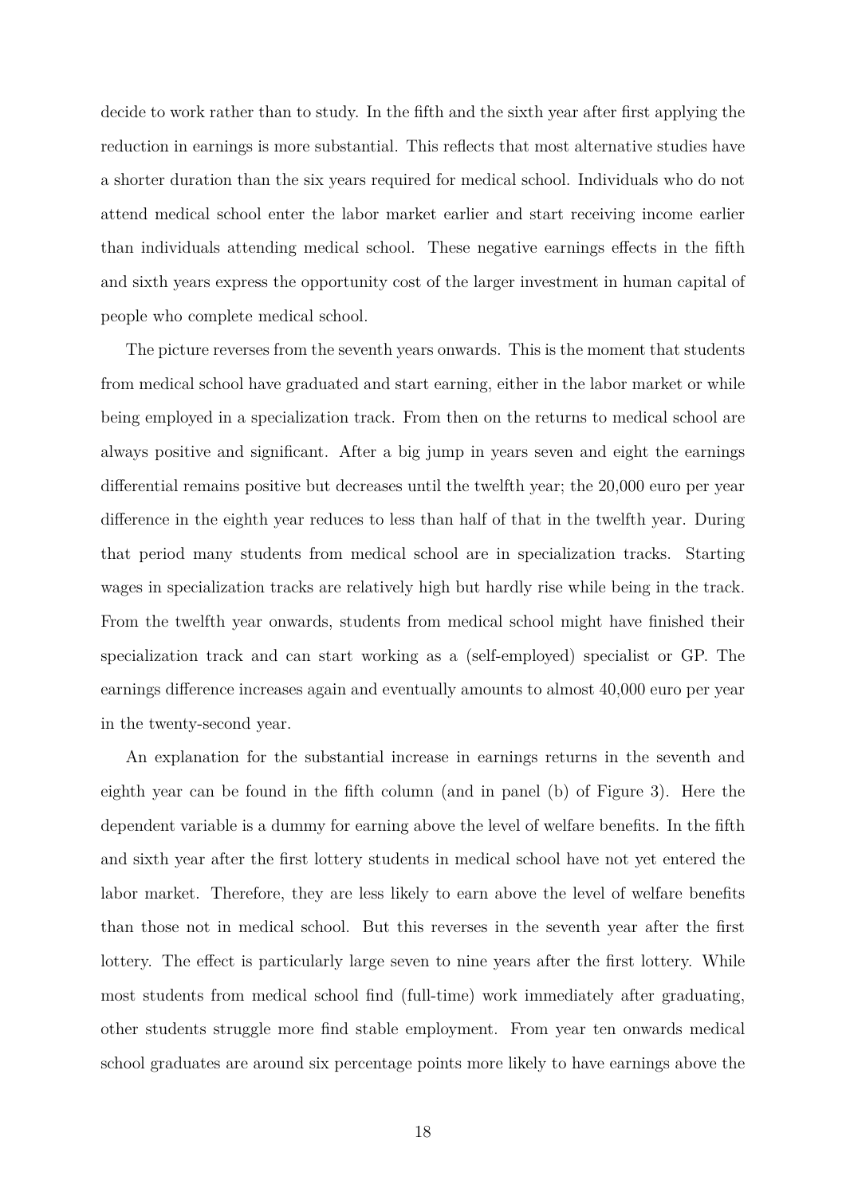decide to work rather than to study. In the fifth and the sixth year after first applying the reduction in earnings is more substantial. This reflects that most alternative studies have a shorter duration than the six years required for medical school. Individuals who do not attend medical school enter the labor market earlier and start receiving income earlier than individuals attending medical school. These negative earnings effects in the fifth and sixth years express the opportunity cost of the larger investment in human capital of people who complete medical school.

The picture reverses from the seventh years onwards. This is the moment that students from medical school have graduated and start earning, either in the labor market or while being employed in a specialization track. From then on the returns to medical school are always positive and significant. After a big jump in years seven and eight the earnings differential remains positive but decreases until the twelfth year; the 20,000 euro per year difference in the eighth year reduces to less than half of that in the twelfth year. During that period many students from medical school are in specialization tracks. Starting wages in specialization tracks are relatively high but hardly rise while being in the track. From the twelfth year onwards, students from medical school might have finished their specialization track and can start working as a (self-employed) specialist or GP. The earnings difference increases again and eventually amounts to almost 40,000 euro per year in the twenty-second year.

An explanation for the substantial increase in earnings returns in the seventh and eighth year can be found in the fifth column (and in panel (b) of Figure 3). Here the dependent variable is a dummy for earning above the level of welfare benefits. In the fifth and sixth year after the first lottery students in medical school have not yet entered the labor market. Therefore, they are less likely to earn above the level of welfare benefits than those not in medical school. But this reverses in the seventh year after the first lottery. The effect is particularly large seven to nine years after the first lottery. While most students from medical school find (full-time) work immediately after graduating, other students struggle more find stable employment. From year ten onwards medical school graduates are around six percentage points more likely to have earnings above the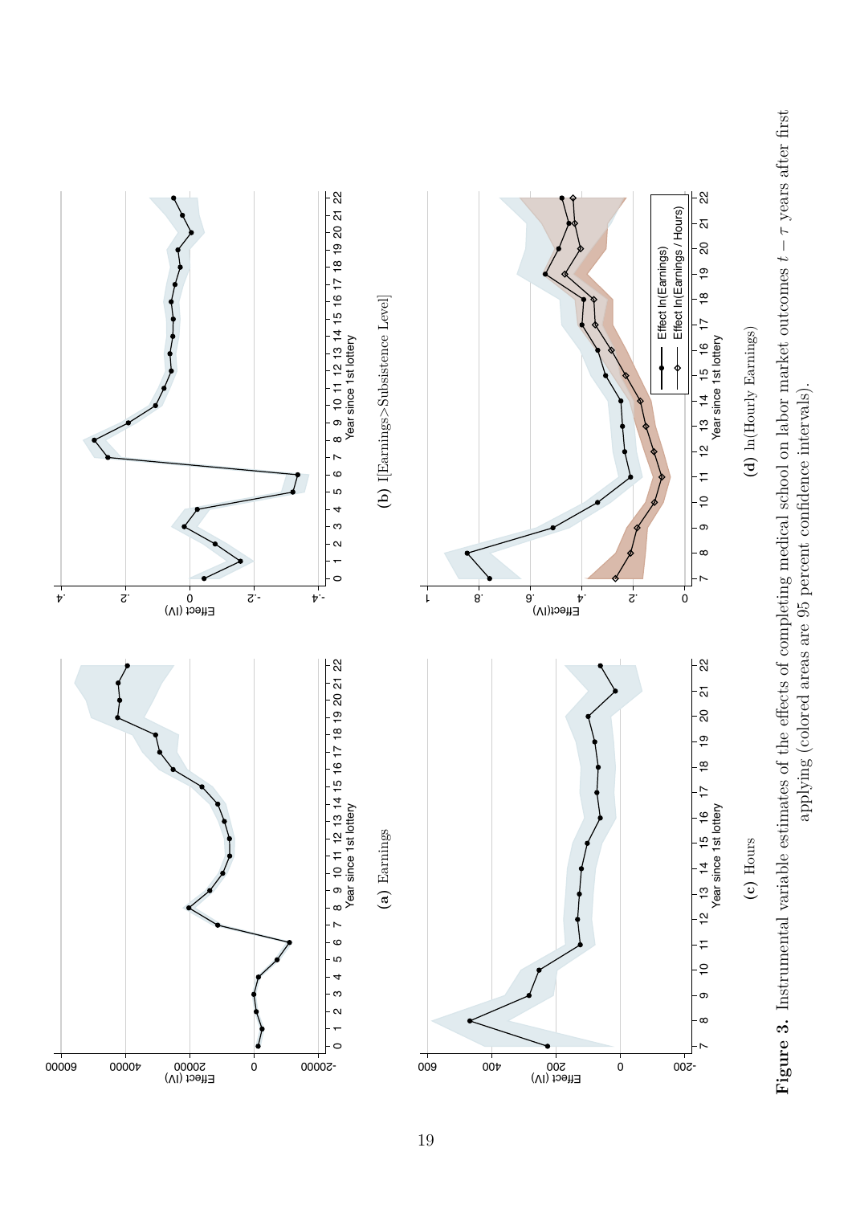(a) Earnings

(b) I[Earnings>Subsistence Level]

(c) Hours

(d) ln(Hourly Earnings)

**Figure 3.** Instrumental variable estimates of the effects of completing medical school on labor market outcomes $t-\tau$ years after first applying (colored areas are 95 percent confidence intervals).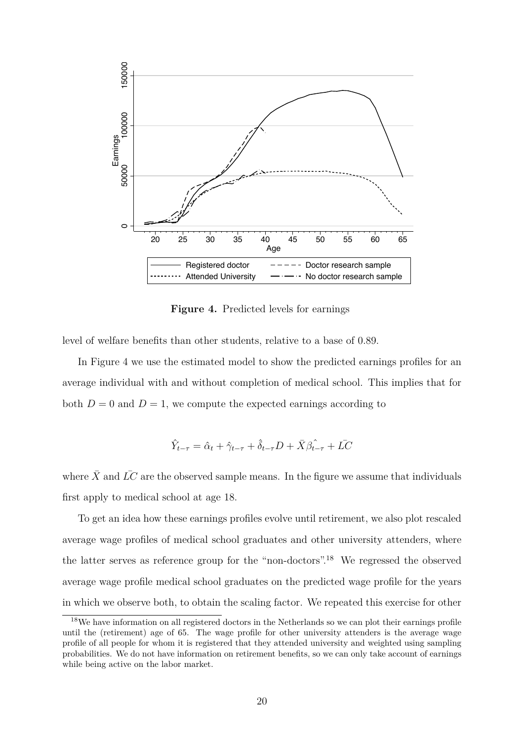**Figure 4.** Predicted levels for earnings

level of welfare benefits than other students, relative to a base of 0.89.

In Figure 4 we use the estimated model to show the predicted earnings profiles for an average individual with and without completion of medical school. This implies that for both $D = 0$ and $D = 1$, we compute the expected earnings according to

$$\hat{Y}_{t-\tau} = \hat{\alpha}_t + \hat{\gamma}_{t-\tau} + \hat{\delta}_{t-\tau} D + \bar{X} \hat{\beta_{t-\tau}} + \bar{LC}$$

where $\bar{X}$ and $\bar{LC}$ are the observed sample means. In the figure we assume that individuals first apply to medical school at age 18.

To get an idea how these earnings profiles evolve until retirement, we also plot rescaled average wage profiles of medical school graduates and other university attenders, where the latter serves as reference group for the "non-doctors".[18] We regressed the observed average wage profile medical school graduates on the predicted wage profile for the years in which we observe both, to obtain the scaling factor. We repeated this exercise for other

[18] We have information on all registered doctors in the Netherlands so we can plot their earnings profile until the (retirement) age of 65. The wage profile for other university attenders is the average wage profile of all people for whom it is registered that they attended university and weighted using sampling probabilities. We do not have information on retirement benefits, so we can only take account of earnings while being active on the labor market.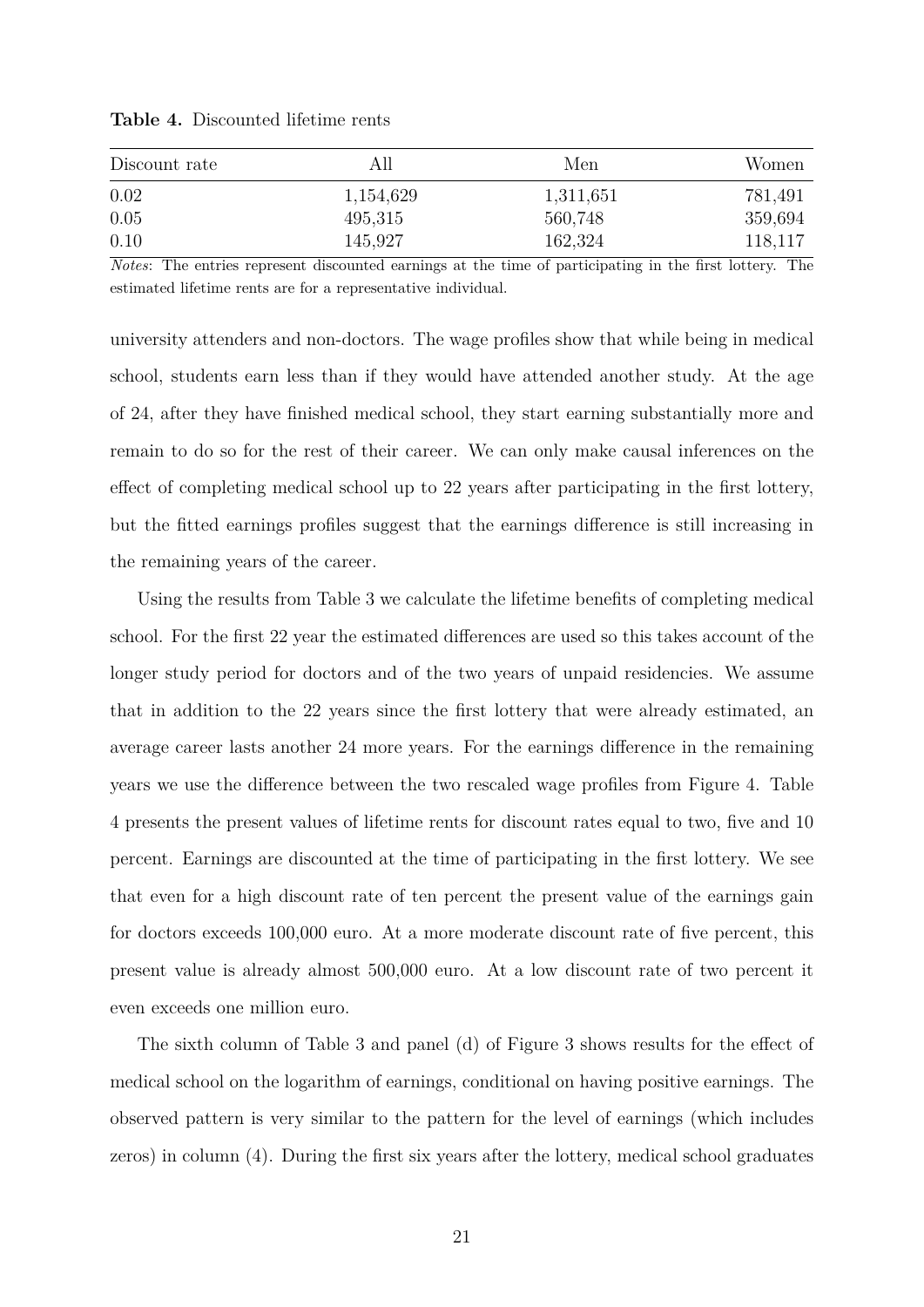**Table 4.** Discounted lifetime rents

| Discount rate | All | Men | Women |
|---|---|---|---|
| 0.02 | 1,154,629 | 1,311,651 | 781,491 |
| 0.05 | 495,315 | 560,748 | 359,694 |
| 0.10 | 145,927 | 162,324 | 118,117 |

*Notes*: The entries represent discounted earnings at the time of participating in the first lottery. The estimated lifetime rents are for a representative individual.

university attenders and non-doctors. The wage profiles show that while being in medical school, students earn less than if they would have attended another study. At the age of 24, after they have finished medical school, they start earning substantially more and remain to do so for the rest of their career. We can only make causal inferences on the effect of completing medical school up to 22 years after participating in the first lottery, but the fitted earnings profiles suggest that the earnings difference is still increasing in the remaining years of the career.

Using the results from Table 3 we calculate the lifetime benefits of completing medical school. For the first 22 year the estimated differences are used so this takes account of the longer study period for doctors and of the two years of unpaid residencies. We assume that in addition to the 22 years since the first lottery that were already estimated, an average career lasts another 24 more years. For the earnings difference in the remaining years we use the difference between the two rescaled wage profiles from Figure 4. Table 4 presents the present values of lifetime rents for discount rates equal to two, five and 10 percent. Earnings are discounted at the time of participating in the first lottery. We see that even for a high discount rate of ten percent the present value of the earnings gain for doctors exceeds 100,000 euro. At a more moderate discount rate of five percent, this present value is already almost 500,000 euro. At a low discount rate of two percent it even exceeds one million euro.

The sixth column of Table 3 and panel (d) of Figure 3 shows results for the effect of medical school on the logarithm of earnings, conditional on having positive earnings. The observed pattern is very similar to the pattern for the level of earnings (which includes zeros) in column (4). During the first six years after the lottery, medical school graduates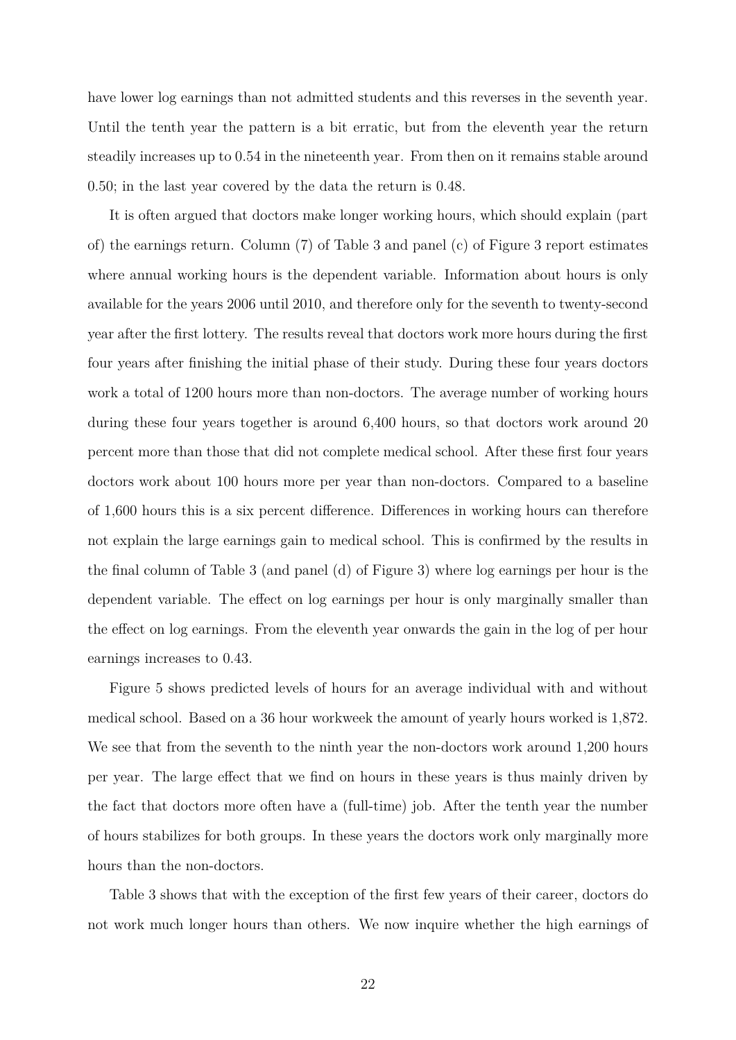have lower log earnings than not admitted students and this reverses in the seventh year. Until the tenth year the pattern is a bit erratic, but from the eleventh year the return steadily increases up to 0.54 in the nineteenth year. From then on it remains stable around 0.50; in the last year covered by the data the return is 0.48.

It is often argued that doctors make longer working hours, which should explain (part of) the earnings return. Column (7) of Table 3 and panel (c) of Figure 3 report estimates where annual working hours is the dependent variable. Information about hours is only available for the years 2006 until 2010, and therefore only for the seventh to twenty-second year after the first lottery. The results reveal that doctors work more hours during the first four years after finishing the initial phase of their study. During these four years doctors work a total of 1200 hours more than non-doctors. The average number of working hours during these four years together is around 6,400 hours, so that doctors work around 20 percent more than those that did not complete medical school. After these first four years doctors work about 100 hours more per year than non-doctors. Compared to a baseline of 1,600 hours this is a six percent difference. Differences in working hours can therefore not explain the large earnings gain to medical school. This is confirmed by the results in the final column of Table 3 (and panel (d) of Figure 3) where log earnings per hour is the dependent variable. The effect on log earnings per hour is only marginally smaller than the effect on log earnings. From the eleventh year onwards the gain in the log of per hour earnings increases to 0.43.

Figure 5 shows predicted levels of hours for an average individual with and without medical school. Based on a 36 hour workweek the amount of yearly hours worked is 1,872. We see that from the seventh to the ninth year the non-doctors work around 1,200 hours per year. The large effect that we find on hours in these years is thus mainly driven by the fact that doctors more often have a (full-time) job. After the tenth year the number of hours stabilizes for both groups. In these years the doctors work only marginally more hours than the non-doctors.

Table 3 shows that with the exception of the first few years of their career, doctors do not work much longer hours than others. We now inquire whether the high earnings of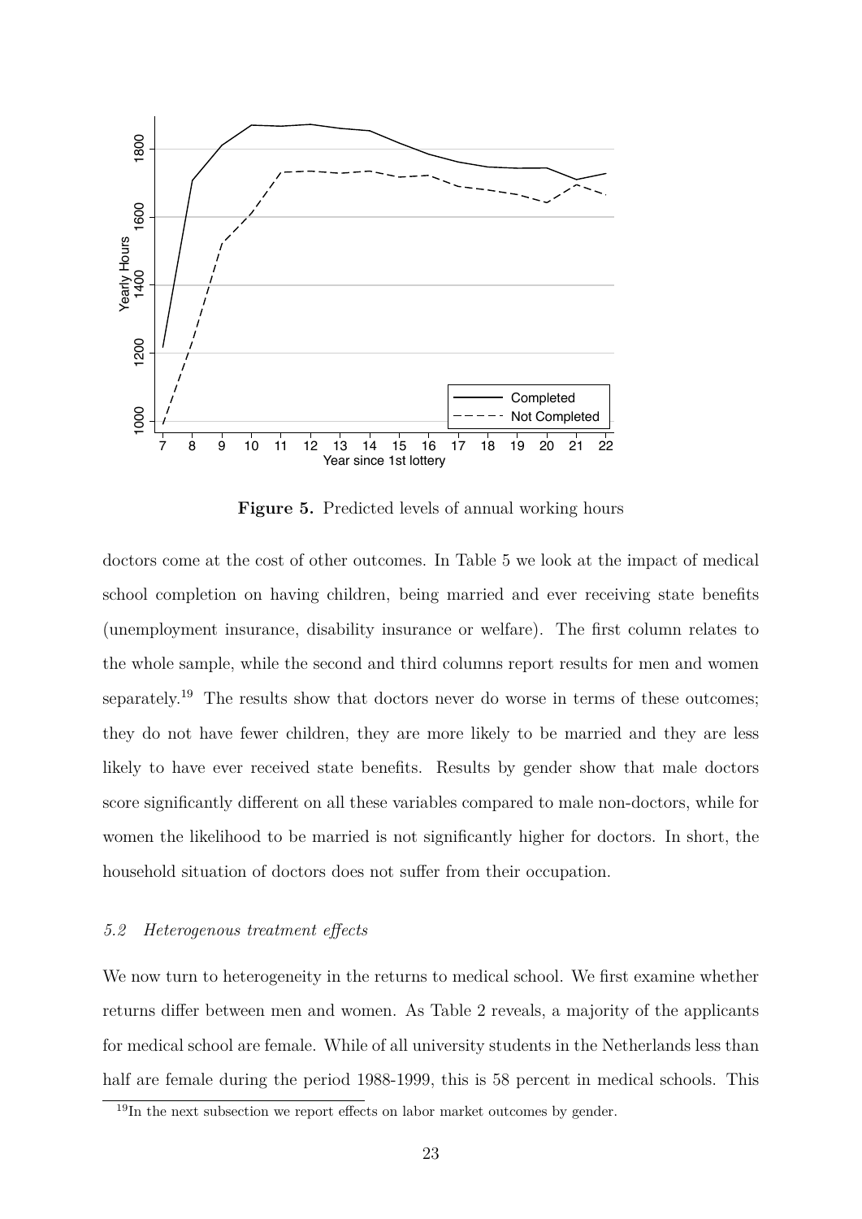**Figure 5.** Predicted levels of annual working hours

doctors come at the cost of other outcomes. In Table 5 we look at the impact of medical school completion on having children, being married and ever receiving state benefits (unemployment insurance, disability insurance or welfare). The first column relates to the whole sample, while the second and third columns report results for men and women separately.[19] The results show that doctors never do worse in terms of these outcomes; they do not have fewer children, they are more likely to be married and they are less likely to have ever received state benefits. Results by gender show that male doctors score significantly different on all these variables compared to male non-doctors, while for women the likelihood to be married is not significantly higher for doctors. In short, the household situation of doctors does not suffer from their occupation.

### *5.2 Heterogenous treatment effects*

We now turn to heterogeneity in the returns to medical school. We first examine whether returns differ between men and women. As Table 2 reveals, a majority of the applicants for medical school are female. While of all university students in the Netherlands less than half are female during the period 1988-1999, this is 58 percent in medical schools. This

[19] In the next subsection we report effects on labor market outcomes by gender.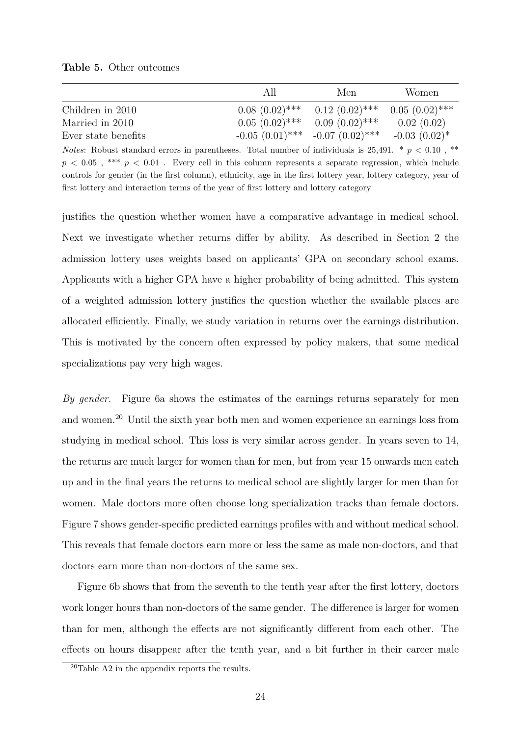**Table 5.** Other outcomes

| | All | Men | Women |
|---|---|---|---|
| Children in 2010 | 0.08 (0.02)*** | 0.12 (0.02)*** | 0.05 (0.02)*** |
| Married in 2010 | 0.05 (0.02)*** | 0.09 (0.02)*** | 0.02 (0.02) |
| Ever state benefits | -0.05 (0.01)*** | -0.07 (0.02)*** | -0.03 (0.02)* |

*Notes*: Robust standard errors in parentheses. Total number of individuals is 25,491. * $p < 0.10$ , ** $p < 0.05$ , *** $p < 0.01$ . Every cell in this column represents a separate regression, which include controls for gender (in the first column), ethnicity, age in the first lottery year, lottery category, year of first lottery and interaction terms of the year of first lottery and lottery category

justifies the question whether women have a comparative advantage in medical school. Next we investigate whether returns differ by ability. As described in Section 2 the admission lottery uses weights based on applicants' GPA on secondary school exams. Applicants with a higher GPA have a higher probability of being admitted. This system of a weighted admission lottery justifies the question whether the available places are allocated efficiently. Finally, we study variation in returns over the earnings distribution. This is motivated by the concern often expressed by policy makers, that some medical specializations pay very high wages.

*By gender.* Figure 6a shows the estimates of the earnings returns separately for men and women.[20] Until the sixth year both men and women experience an earnings loss from studying in medical school. This loss is very similar across gender. In years seven to 14, the returns are much larger for women than for men, but from year 15 onwards men catch up and in the final years the returns to medical school are slightly larger for men than for women. Male doctors more often choose long specialization tracks than female doctors. Figure 7 shows gender-specific predicted earnings profiles with and without medical school. This reveals that female doctors earn more or less the same as male non-doctors, and that doctors earn more than non-doctors of the same sex.

Figure 6b shows that from the seventh to the tenth year after the first lottery, doctors work longer hours than non-doctors of the same gender. The difference is larger for women than for men, although the effects are not significantly different from each other. The effects on hours disappear after the tenth year, and a bit further in their career male

[20] Table A2 in the appendix reports the results.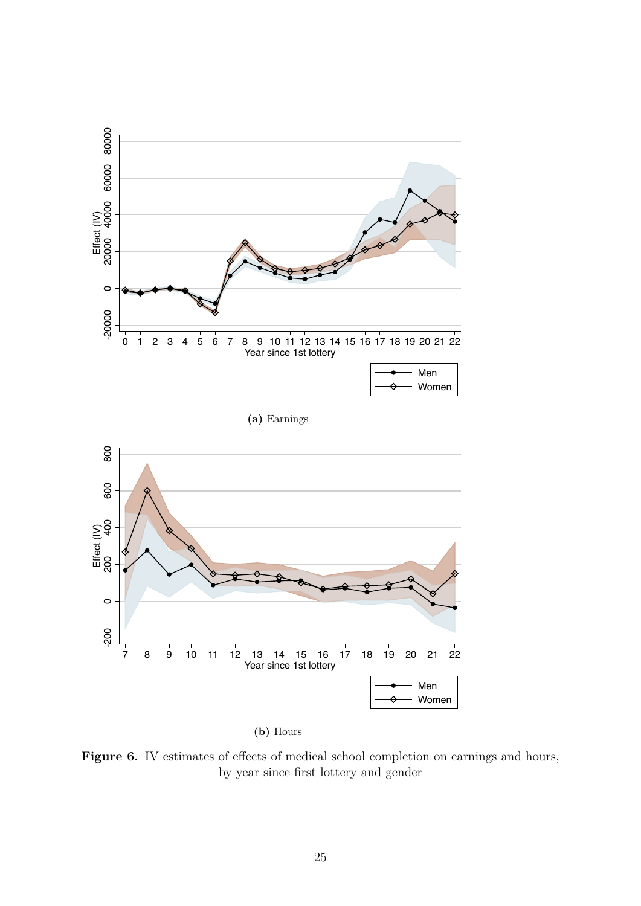**(a)** Earnings

**(b)** Hours

**Figure 6.** IV estimates of effects of medical school completion on earnings and hours, by year since first lottery and gender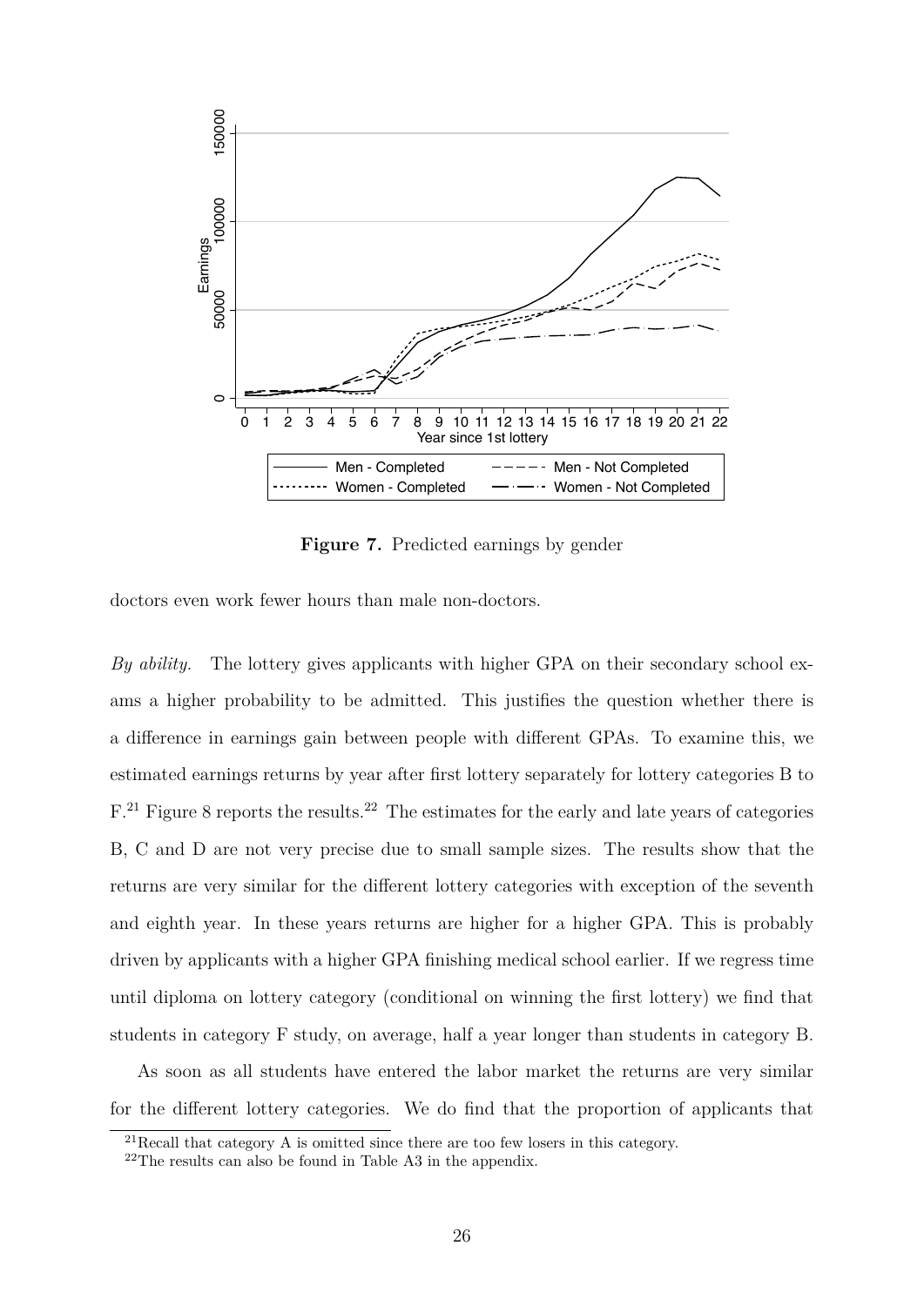**Figure 7.** Predicted earnings by gender

doctors even work fewer hours than male non-doctors.

*By ability.* The lottery gives applicants with higher GPA on their secondary school exams a higher probability to be admitted. This justifies the question whether there is a difference in earnings gain between people with different GPAs. To examine this, we estimated earnings returns by year after first lottery separately for lottery categories B to F.[21] Figure 8 reports the results.[22] The estimates for the early and late years of categories B, C and D are not very precise due to small sample sizes. The results show that the returns are very similar for the different lottery categories with exception of the seventh and eighth year. In these years returns are higher for a higher GPA. This is probably driven by applicants with a higher GPA finishing medical school earlier. If we regress time until diploma on lottery category (conditional on winning the first lottery) we find that students in category F study, on average, half a year longer than students in category B.

As soon as all students have entered the labor market the returns are very similar for the different lottery categories. We do find that the proportion of applicants that

[21] Recall that category A is omitted since there are too few losers in this category.

[22] The results can also be found in Table A3 in the appendix.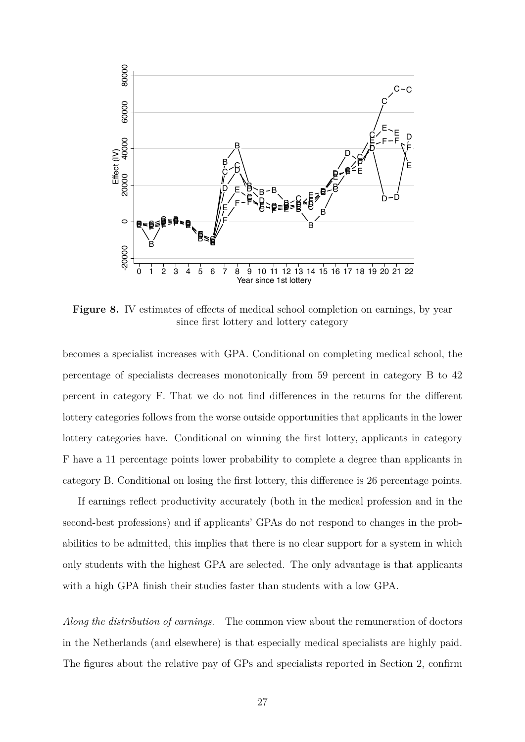**Figure 8.** IV estimates of effects of medical school completion on earnings, by year since first lottery and lottery category

becomes a specialist increases with GPA. Conditional on completing medical school, the percentage of specialists decreases monotonically from 59 percent in category B to 42 percent in category F. That we do not find differences in the returns for the different lottery categories follows from the worse outside opportunities that applicants in the lower lottery categories have. Conditional on winning the first lottery, applicants in category F have a 11 percentage points lower probability to complete a degree than applicants in category B. Conditional on losing the first lottery, this difference is 26 percentage points.

If earnings reflect productivity accurately (both in the medical profession and in the second-best professions) and if applicants' GPAs do not respond to changes in the probabilities to be admitted, this implies that there is no clear support for a system in which only students with the highest GPA are selected. The only advantage is that applicants with a high GPA finish their studies faster than students with a low GPA.

*Along the distribution of earnings.* The common view about the remuneration of doctors in the Netherlands (and elsewhere) is that especially medical specialists are highly paid. The figures about the relative pay of GPs and specialists reported in Section 2, confirm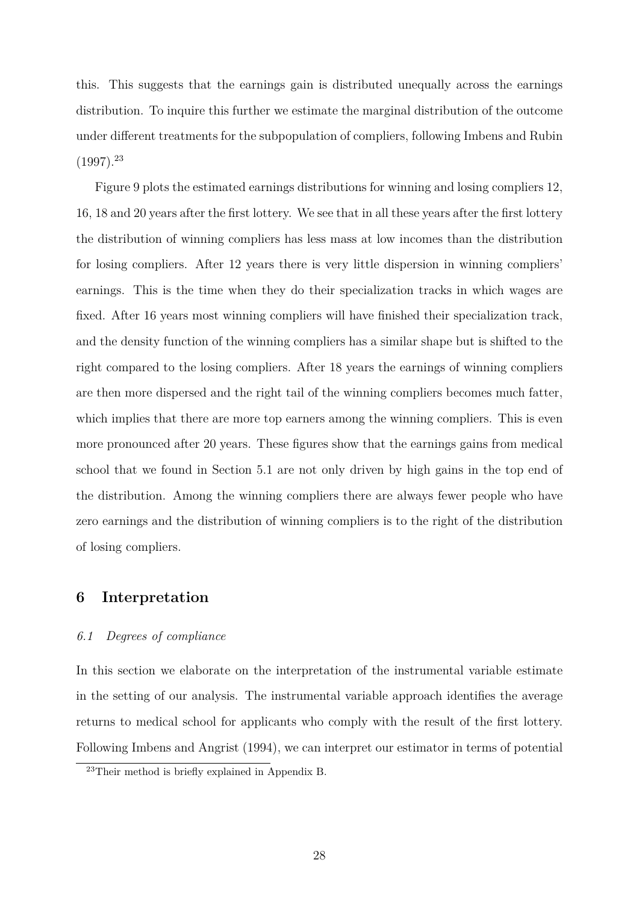this. This suggests that the earnings gain is distributed unequally across the earnings distribution. To inquire this further we estimate the marginal distribution of the outcome under different treatments for the subpopulation of compliers, following Imbens and Rubin (1997).[23]

Figure 9 plots the estimated earnings distributions for winning and losing compliers 12, 16, 18 and 20 years after the first lottery. We see that in all these years after the first lottery the distribution of winning compliers has less mass at low incomes than the distribution for losing compliers. After 12 years there is very little dispersion in winning compliers' earnings. This is the time when they do their specialization tracks in which wages are fixed. After 16 years most winning compliers will have finished their specialization track, and the density function of the winning compliers has a similar shape but is shifted to the right compared to the losing compliers. After 18 years the earnings of winning compliers are then more dispersed and the right tail of the winning compliers becomes much fatter, which implies that there are more top earners among the winning compliers. This is even more pronounced after 20 years. These figures show that the earnings gains from medical school that we found in Section 5.1 are not only driven by high gains in the top end of the distribution. Among the winning compliers there are always fewer people who have zero earnings and the distribution of winning compliers is to the right of the distribution of losing compliers.

## 6 Interpretation

### *6.1 Degrees of compliance*

In this section we elaborate on the interpretation of the instrumental variable estimate in the setting of our analysis. The instrumental variable approach identifies the average returns to medical school for applicants who comply with the result of the first lottery. Following Imbens and Angrist (1994), we can interpret our estimator in terms of potential

[23] Their method is briefly explained in Appendix B.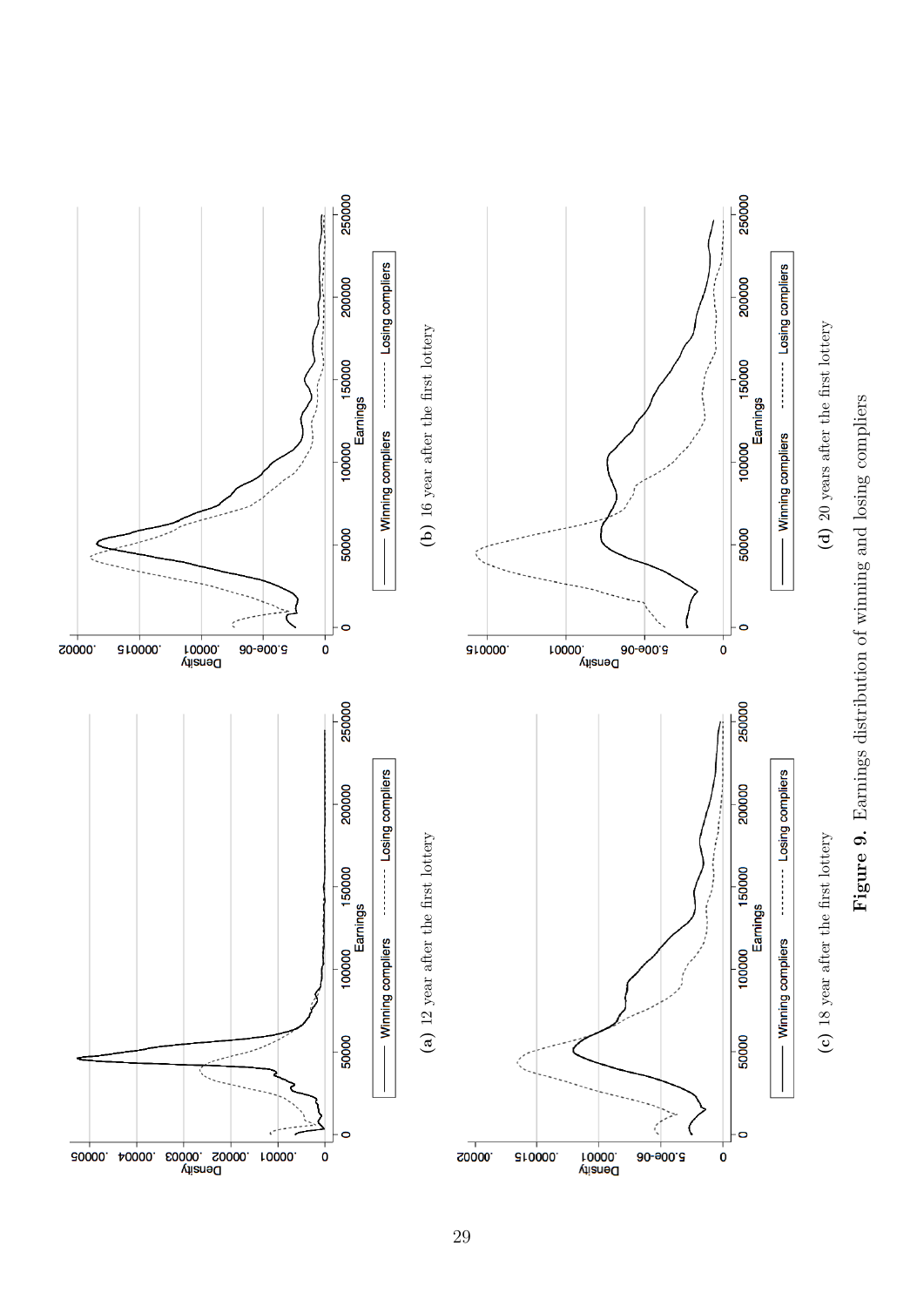(a) 12 year after the first lottery

(b) 16 year after the first lottery

(c) 18 year after the first lottery

(d) 20 years after the first lottery

**Figure 9.** Earnings distribution of winning and losing compliers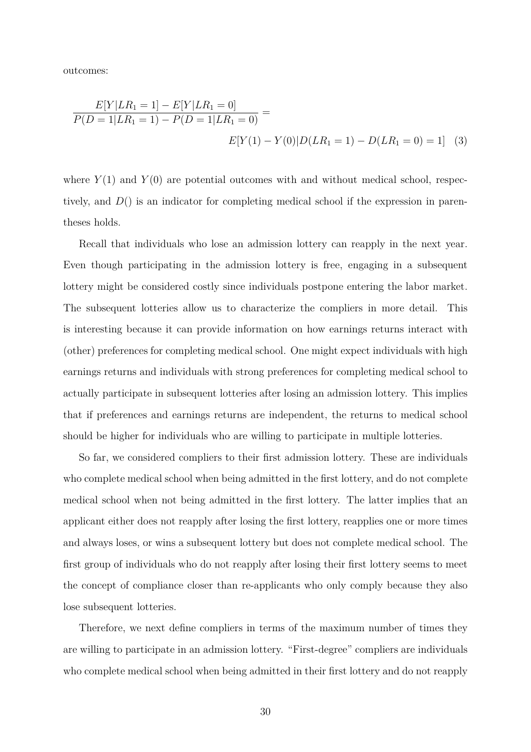outcomes:

$$\frac{E[Y|LR_1 = 1] - E[Y|LR_1 = 0]}{P(D = 1|LR_1 = 1) - P(D = 1|LR_1 = 0)} = E[Y(1) - Y(0)|D(LR_1 = 1) - D(LR_1 = 0) = 1] \quad (3)$$

where $Y(1)$ and $Y(0)$ are potential outcomes with and without medical school, respectively, and $D()$ is an indicator for completing medical school if the expression in parentheses holds.

Recall that individuals who lose an admission lottery can reapply in the next year. Even though participating in the admission lottery is free, engaging in a subsequent lottery might be considered costly since individuals postpone entering the labor market. The subsequent lotteries allow us to characterize the compliers in more detail. This is interesting because it can provide information on how earnings returns interact with (other) preferences for completing medical school. One might expect individuals with high earnings returns and individuals with strong preferences for completing medical school to actually participate in subsequent lotteries after losing an admission lottery. This implies that if preferences and earnings returns are independent, the returns to medical school should be higher for individuals who are willing to participate in multiple lotteries.

So far, we considered compliers to their first admission lottery. These are individuals who complete medical school when being admitted in the first lottery, and do not complete medical school when not being admitted in the first lottery. The latter implies that an applicant either does not reapply after losing the first lottery, reapplies one or more times and always loses, or wins a subsequent lottery but does not complete medical school. The first group of individuals who do not reapply after losing their first lottery seems to meet the concept of compliance closer than re-applicants who only comply because they also lose subsequent lotteries.

Therefore, we next define compliers in terms of the maximum number of times they are willing to participate in an admission lottery. "First-degree" compliers are individuals who complete medical school when being admitted in their first lottery and do not reapply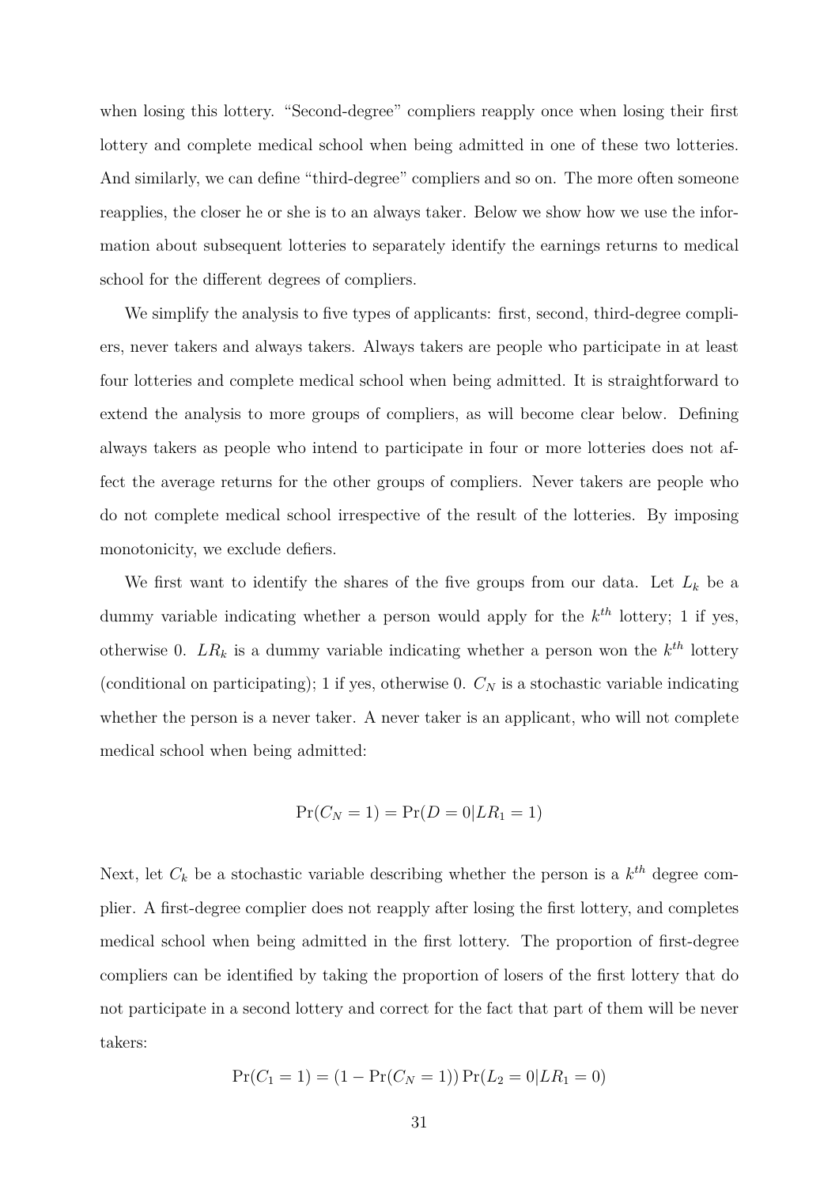when losing this lottery. "Second-degree" compliers reapply once when losing their first lottery and complete medical school when being admitted in one of these two lotteries. And similarly, we can define "third-degree" compliers and so on. The more often someone reapplies, the closer he or she is to an always taker. Below we show how we use the information about subsequent lotteries to separately identify the earnings returns to medical school for the different degrees of compliers.

We simplify the analysis to five types of applicants: first, second, third-degree compliers, never takers and always takers. Always takers are people who participate in at least four lotteries and complete medical school when being admitted. It is straightforward to extend the analysis to more groups of compliers, as will become clear below. Defining always takers as people who intend to participate in four or more lotteries does not affect the average returns for the other groups of compliers. Never takers are people who do not complete medical school irrespective of the result of the lotteries. By imposing monotonicity, we exclude defiers.

We first want to identify the shares of the five groups from our data. Let $L_k$ be a dummy variable indicating whether a person would apply for the $k^{th}$ lottery; 1 if yes, otherwise 0. $LR_k$ is a dummy variable indicating whether a person won the $k^{th}$ lottery (conditional on participating); 1 if yes, otherwise 0. $C_N$ is a stochastic variable indicating whether the person is a never taker. A never taker is an applicant, who will not complete medical school when being admitted:

$$\Pr(C_N = 1) = \Pr(D = 0 | LR_1 = 1)$$

Next, let $C_k$ be a stochastic variable describing whether the person is a $k^{th}$ degree complier. A first-degree complier does not reapply after losing the first lottery, and completes medical school when being admitted in the first lottery. The proportion of first-degree compliers can be identified by taking the proportion of losers of the first lottery that do not participate in a second lottery and correct for the fact that part of them will be never takers:

$$\Pr(C_1 = 1) = (1 - \Pr(C_N = 1)) \Pr(L_2 = 0 | LR_1 = 0)$$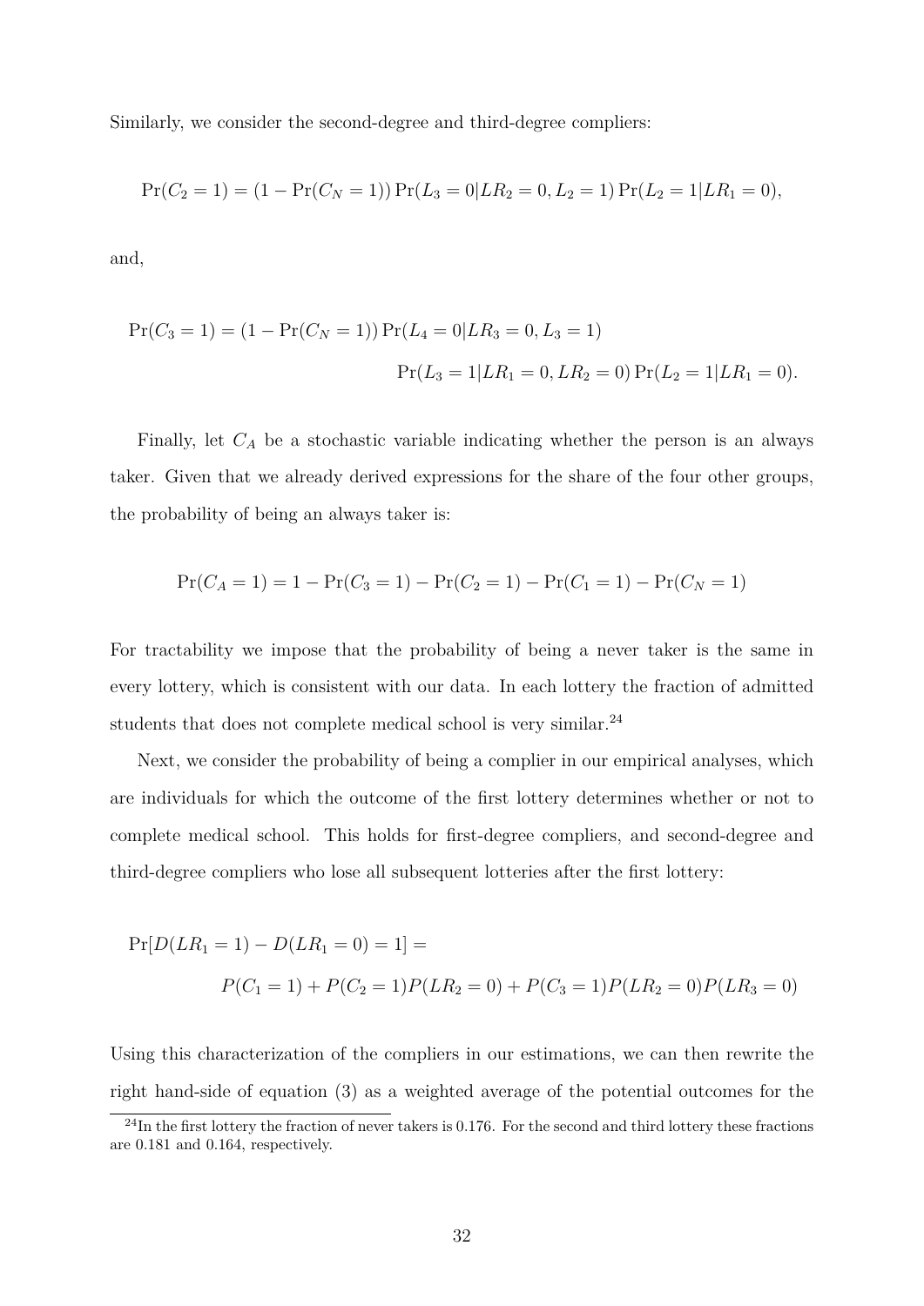Similarly, we consider the second-degree and third-degree compliers:

$$\Pr(C_2 = 1) = (1 - \Pr(C_N = 1)) \Pr(L_3 = 0 | LR_2 = 0, L_2 = 1) \Pr(L_2 = 1 | LR_1 = 0),$$

and,

$$\Pr(C_3 = 1) = (1 - \Pr(C_N = 1)) \Pr(L_4 = 0 | LR_3 = 0, L_3 = 1)$$
$$\Pr(L_3 = 1 | LR_1 = 0, LR_2 = 0) \Pr(L_2 = 1 | LR_1 = 0).$$

Finally, let $C_A$ be a stochastic variable indicating whether the person is an always taker. Given that we already derived expressions for the share of the four other groups, the probability of being an always taker is:

$$\Pr(C_A = 1) = 1 - \Pr(C_3 = 1) - \Pr(C_2 = 1) - \Pr(C_1 = 1) - \Pr(C_N = 1)$$

For tractability we impose that the probability of being a never taker is the same in every lottery, which is consistent with our data. In each lottery the fraction of admitted students that does not complete medical school is very similar.[24]

Next, we consider the probability of being a complier in our empirical analyses, which are individuals for which the outcome of the first lottery determines whether or not to complete medical school. This holds for first-degree compliers, and second-degree and third-degree compliers who lose all subsequent lotteries after the first lottery:

$$\Pr[D(LR_1 = 1) - D(LR_1 = 0) = 1] =$$
$$P(C_1 = 1) + P(C_2 = 1)P(LR_2 = 0) + P(C_3 = 1)P(LR_2 = 0)P(LR_3 = 0)$$

Using this characterization of the compliers in our estimations, we can then rewrite the right hand-side of equation (3) as a weighted average of the potential outcomes for the

[24] In the first lottery the fraction of never takers is 0.176. For the second and third lottery these fractions are 0.181 and 0.164, respectively.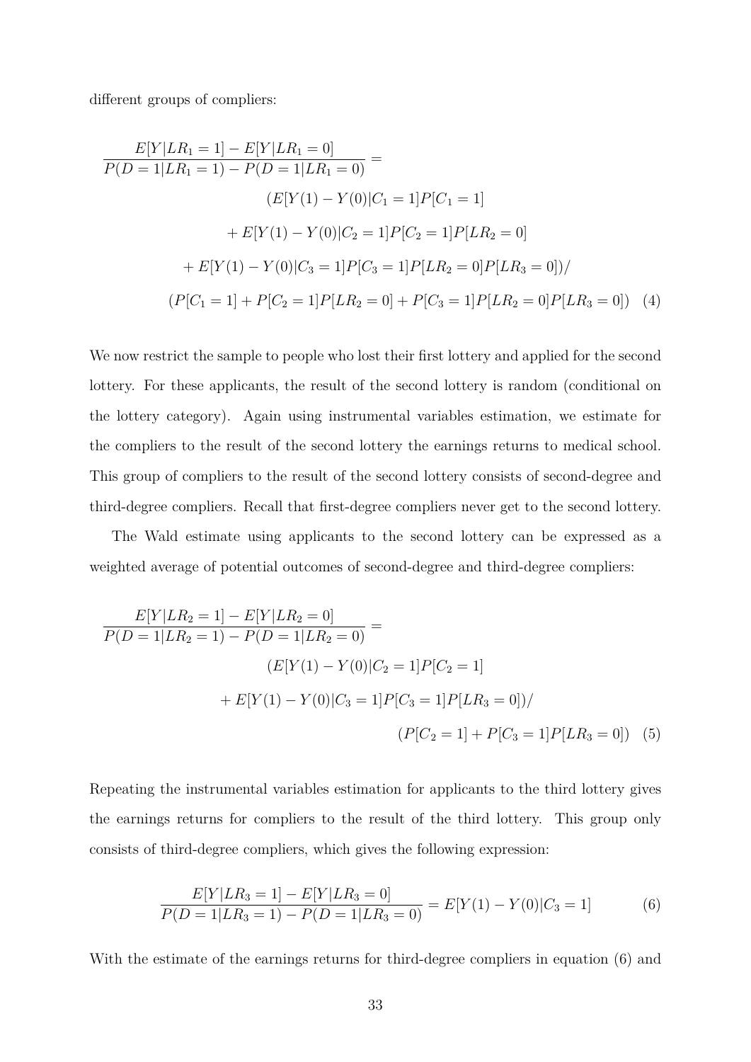different groups of compliers:

$$
\begin{aligned}
\frac{E[Y|LR_1 = 1] - E[Y|LR_1 = 0]}{P(D = 1|LR_1 = 1) - P(D = 1|LR_1 = 0)} = & \\
& (E[Y(1) - Y(0)|C_1 = 1]P[C_1 = 1] \\
& + E[Y(1) - Y(0)|C_2 = 1]P[C_2 = 1]P[LR_2 = 0] \\
& + E[Y(1) - Y(0)|C_3 = 1]P[C_3 = 1]P[LR_2 = 0]P[LR_3 = 0])/ \\
& (P[C_1 = 1] + P[C_2 = 1]P[LR_2 = 0] + P[C_3 = 1]P[LR_2 = 0]P[LR_3 = 0])
\end{aligned} \quad (4)
$$

We now restrict the sample to people who lost their first lottery and applied for the second lottery. For these applicants, the result of the second lottery is random (conditional on the lottery category). Again using instrumental variables estimation, we estimate for the compliers to the result of the second lottery the earnings returns to medical school. This group of compliers to the result of the second lottery consists of second-degree and third-degree compliers. Recall that first-degree compliers never get to the second lottery.

The Wald estimate using applicants to the second lottery can be expressed as a weighted average of potential outcomes of second-degree and third-degree compliers:

$$
\begin{aligned}
\frac{E[Y|LR_2 = 1] - E[Y|LR_2 = 0]}{P(D = 1|LR_2 = 1) - P(D = 1|LR_2 = 0)} = & \\
& (E[Y(1) - Y(0)|C_2 = 1]P[C_2 = 1] \\
& + E[Y(1) - Y(0)|C_3 = 1]P[C_3 = 1]P[LR_3 = 0])/ \\
& (P[C_2 = 1] + P[C_3 = 1]P[LR_3 = 0])
\end{aligned} \quad (5)
$$

Repeating the instrumental variables estimation for applicants to the third lottery gives the earnings returns for compliers to the result of the third lottery. This group only consists of third-degree compliers, which gives the following expression:

$$
\frac{E[Y|LR_3 = 1] - E[Y|LR_3 = 0]}{P(D = 1|LR_3 = 1) - P(D = 1|LR_3 = 0)} = E[Y(1) - Y(0)|C_3 = 1] \quad (6)
$$

With the estimate of the earnings returns for third-degree compliers in equation (6) and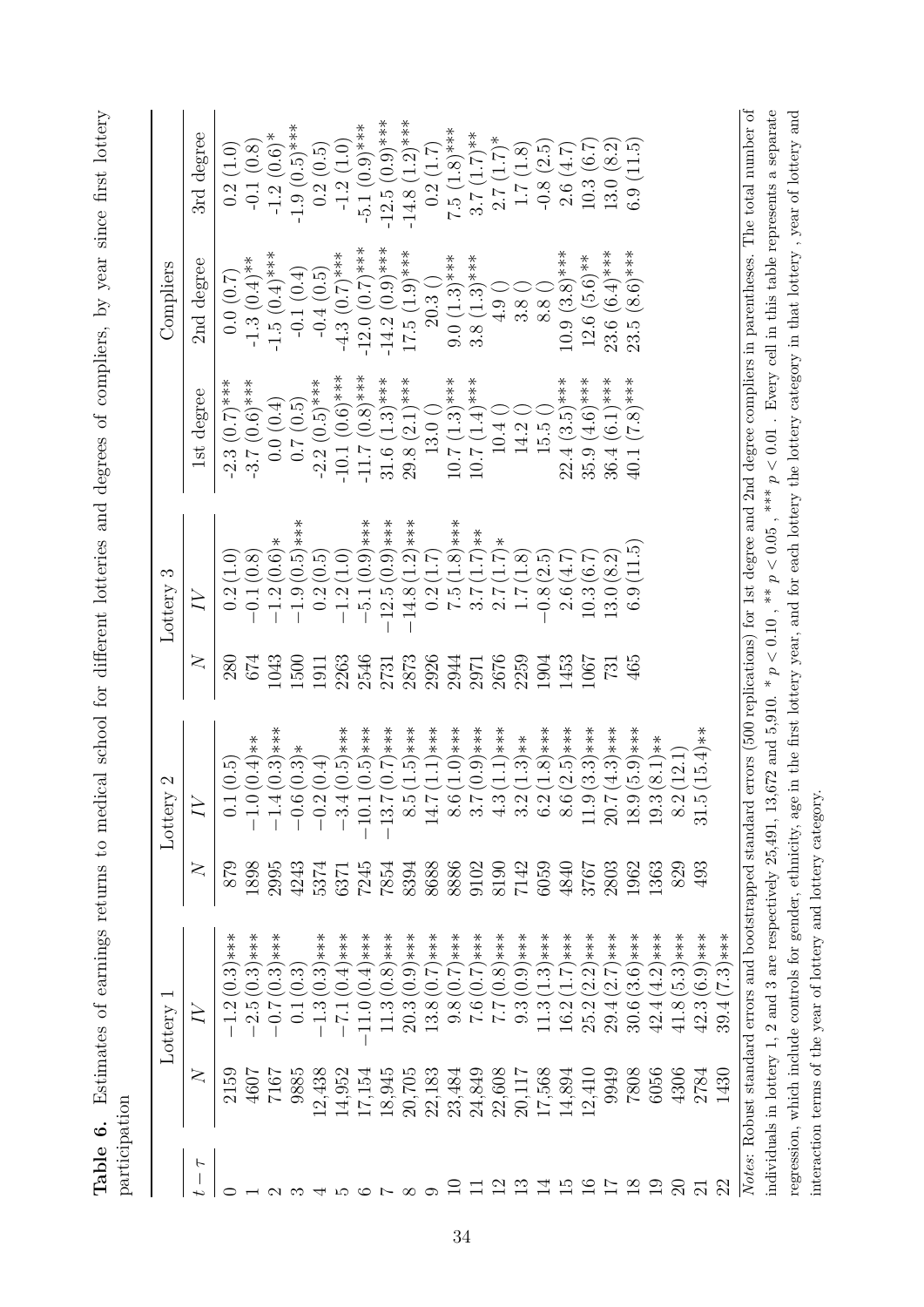**Table 6.** Estimates of earnings returns to medical school for different lotteries and degrees of compliers, by year since first lottery participation

| | Lottery 1 | | Lottery 2 | | Lottery 3 | | Compliers | | |
|---|---|---|---|---|---|---|---|---|---|
| $t-\tau$ | $N$ | $IV$ | $N$ | $IV$ | $N$ | $IV$ | 1st degree | 2nd degree | 3rd degree |
| 0 | 2159 | −1.2 (0.3)*** | 879 | 0.1 (0.5) | 280 | 0.2 (1.0) | -2.3 (0.7)*** | 0.0 (0.7) | 0.2 (1.0) |
| 1 | 4607 | −2.5 (0.3)*** | 1898 | −1.0 (0.4)** | 674 | −0.1 (0.8) | -3.7 (0.6)*** | -1.3 (0.4)** | -0.1 (0.8) |
| 2 | 7167 | −0.7 (0.3)*** | 2995 | −1.4 (0.3)*** | 1043 | −1.2 (0.6)* | 0.0 (0.4) | -1.5 (0.4)*** | -1.2 (0.6)* |
| 3 | 9885 | 0.1 (0.3) | 4243 | −0.6 (0.3)* | 1500 | −1.9 (0.5)*** | 0.7 (0.5) | -0.1 (0.4) | -1.9 (0.5)*** |
| 4 | 12,438 | −1.3 (0.3)*** | 5374 | −0.2 (0.4) | 1911 | 0.2 (0.5) | -2.2 (0.5)*** | -0.4 (0.5) | 0.2 (0.5) |
| 5 | 14,952 | −7.1 (0.4)*** | 6371 | −3.4 (0.5)*** | 2263 | −1.2 (1.0) | -10.1 (0.6)*** | -4.3 (0.7)*** | -1.2 (1.0) |
| 6 | 17,154 | −11.0 (0.4)*** | 7245 | −10.1 (0.5)*** | 2546 | −5.1 (0.9)*** | -11.7 (0.8)*** | -12.0 (0.7)*** | -5.1 (0.9)*** |
| 7 | 18,945 | 11.3 (0.8)*** | 7854 | −13.7 (0.7)*** | 2731 | −12.5 (0.9)*** | 31.6 (1.3)*** | -14.2 (0.9)*** | -12.5 (0.9)*** |
| 8 | 20,705 | 20.3 (0.9)*** | 8394 | 8.5 (1.5)*** | 2873 | −14.8 (1.2)*** | 29.8 (2.1)*** | 17.5 (1.9)*** | -14.8 (1.2)*** |
| 9 | 22,183 | 13.8 (0.7)*** | 8688 | 14.7 (1.1)*** | 2926 | 0.2 (1.7) | 13.0 () | 20.3 () | 0.2 (1.7) |
| 10 | 23,484 | 9.8 (0.7)*** | 8886 | 8.6 (1.0)*** | 2944 | 7.5 (1.8)*** | 10.7 (1.3)*** | 9.0 (1.3)*** | 7.5 (1.8)*** |
| 11 | 24,849 | 7.6 (0.7)*** | 9102 | 3.7 (0.9)*** | 2971 | 3.7 (1.7)** | 10.7 (1.4)*** | 3.8 (1.3)*** | 3.7 (1.7)** |
| 12 | 22,608 | 7.7 (0.8)*** | 8190 | 4.3 (1.1)*** | 2676 | 2.7 (1.7)* | 10.4 () | 4.9 () | 2.7 (1.7)* |
| 13 | 20,117 | 9.3 (0.9)*** | 7142 | 3.2 (1.3)** | 2259 | 1.7 (1.8) | 14.2 () | 3.8 () | 1.7 (1.8) |
| 14 | 17,568 | 11.3 (1.3)*** | 6059 | 6.2 (1.8)*** | 1904 | −0.8 (2.5) | 15.5 () | 8.8 () | -0.8 (2.5) |
| 15 | 14,894 | 16.2 (1.7)*** | 4840 | 8.6 (2.5)*** | 1453 | 2.6 (4.7) | 22.4 (3.5)*** | 10.9 (3.8)*** | 2.6 (4.7) |
| 16 | 12,410 | 25.2 (2.2)*** | 3767 | 11.9 (3.3)*** | 1067 | 10.3 (6.7) | 35.9 (4.6)*** | 12.6 (5.6)** | 10.3 (6.7) |
| 17 | 9949 | 29.4 (2.7)*** | 2803 | 20.7 (4.3)*** | 731 | 13.0 (8.2) | 36.4 (6.1)*** | 23.6 (6.4)*** | 13.0 (8.2) |
| 18 | 7808 | 30.6 (3.6)*** | 1962 | 18.9 (5.9)*** | 465 | 6.9 (11.5) | 40.1 (7.8)*** | 23.5 (8.6)*** | 6.9 (11.5) |
| 19 | 6056 | 42.4 (4.2)*** | 1363 | 19.3 (8.1)** | | | | | |
| 20 | 4306 | 41.8 (5.3)*** | 829 | 8.2 (12.1) | | | | | |
| 21 | 2784 | 42.3 (6.9)*** | 493 | 31.5 (15.4)** | | | | | |
| 22 | 1430 | 39.4 (7.3)*** | | | | | | | |

*Notes*: Robust standard errors and bootstrapped standard errors (500 replications) for 1st degree and 2nd degree compliers in parentheses. The total number of individuals in lottery 1, 2 and 3 are respectively 25,491, 13,672 and 5,910. * $p < 0.10$ , ** $p < 0.05$ , *** $p < 0.01$ . Every cell in this table represents a separate regression, which include controls for gender, ethnicity, age in the first lottery year, and for each lottery the lottery category in that lottery , year of lottery and interaction terms of the year of lottery and lottery category.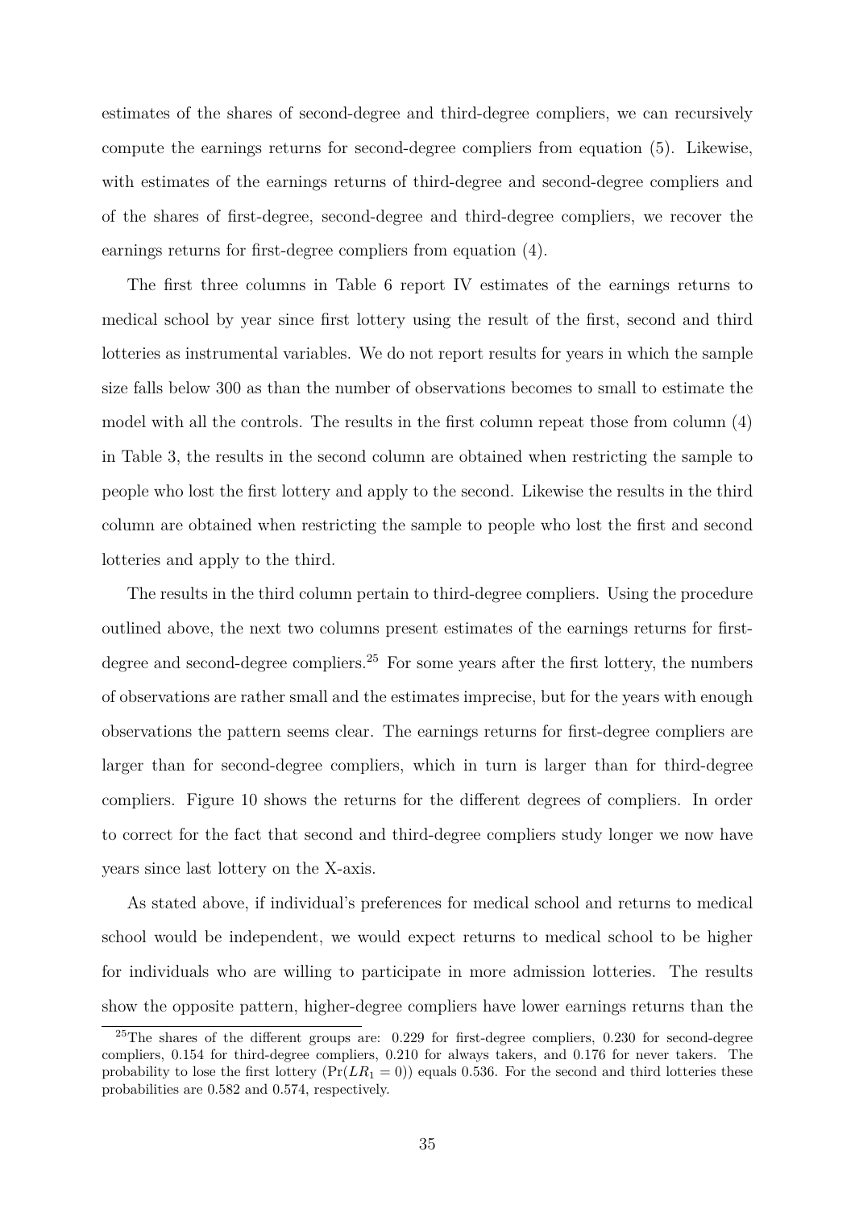estimates of the shares of second-degree and third-degree compliers, we can recursively compute the earnings returns for second-degree compliers from equation (5). Likewise, with estimates of the earnings returns of third-degree and second-degree compliers and of the shares of first-degree, second-degree and third-degree compliers, we recover the earnings returns for first-degree compliers from equation (4).

The first three columns in Table 6 report IV estimates of the earnings returns to medical school by year since first lottery using the result of the first, second and third lotteries as instrumental variables. We do not report results for years in which the sample size falls below 300 as than the number of observations becomes to small to estimate the model with all the controls. The results in the first column repeat those from column (4) in Table 3, the results in the second column are obtained when restricting the sample to people who lost the first lottery and apply to the second. Likewise the results in the third column are obtained when restricting the sample to people who lost the first and second lotteries and apply to the third.

The results in the third column pertain to third-degree compliers. Using the procedure outlined above, the next two columns present estimates of the earnings returns for first-degree and second-degree compliers.[25] For some years after the first lottery, the numbers of observations are rather small and the estimates imprecise, but for the years with enough observations the pattern seems clear. The earnings returns for first-degree compliers are larger than for second-degree compliers, which in turn is larger than for third-degree compliers. Figure 10 shows the returns for the different degrees of compliers. In order to correct for the fact that second and third-degree compliers study longer we now have years since last lottery on the X-axis.

As stated above, if individual's preferences for medical school and returns to medical school would be independent, we would expect returns to medical school to be higher for individuals who are willing to participate in more admission lotteries. The results show the opposite pattern, higher-degree compliers have lower earnings returns than the

[25] The shares of the different groups are: 0.229 for first-degree compliers, 0.230 for second-degree compliers, 0.154 for third-degree compliers, 0.210 for always takers, and 0.176 for never takers. The probability to lose the first lottery ($\Pr(LR_1 = 0)$) equals 0.536. For the second and third lotteries these probabilities are 0.582 and 0.574, respectively.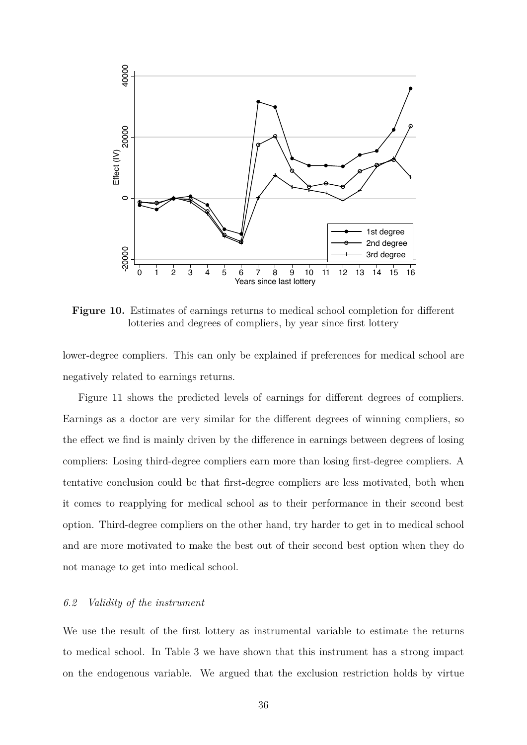**Figure 10.** Estimates of earnings returns to medical school completion for different lotteries and degrees of compliers, by year since first lottery

lower-degree compliers. This can only be explained if preferences for medical school are negatively related to earnings returns.

Figure 11 shows the predicted levels of earnings for different degrees of compliers. Earnings as a doctor are very similar for the different degrees of winning compliers, so the effect we find is mainly driven by the difference in earnings between degrees of losing compliers: Losing third-degree compliers earn more than losing first-degree compliers. A tentative conclusion could be that first-degree compliers are less motivated, both when it comes to reapplying for medical school as to their performance in their second best option. Third-degree compliers on the other hand, try harder to get in to medical school and are more motivated to make the best out of their second best option when they do not manage to get into medical school.

### *6.2 Validity of the instrument*

We use the result of the first lottery as instrumental variable to estimate the returns to medical school. In Table 3 we have shown that this instrument has a strong impact on the endogenous variable. We argued that the exclusion restriction holds by virtue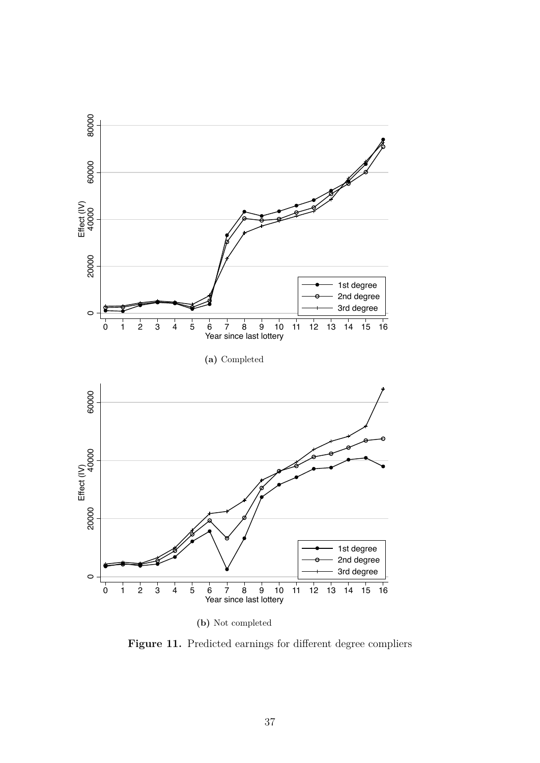**(a)** Completed

**(b)** Not completed

**Figure 11.** Predicted earnings for different degree compliers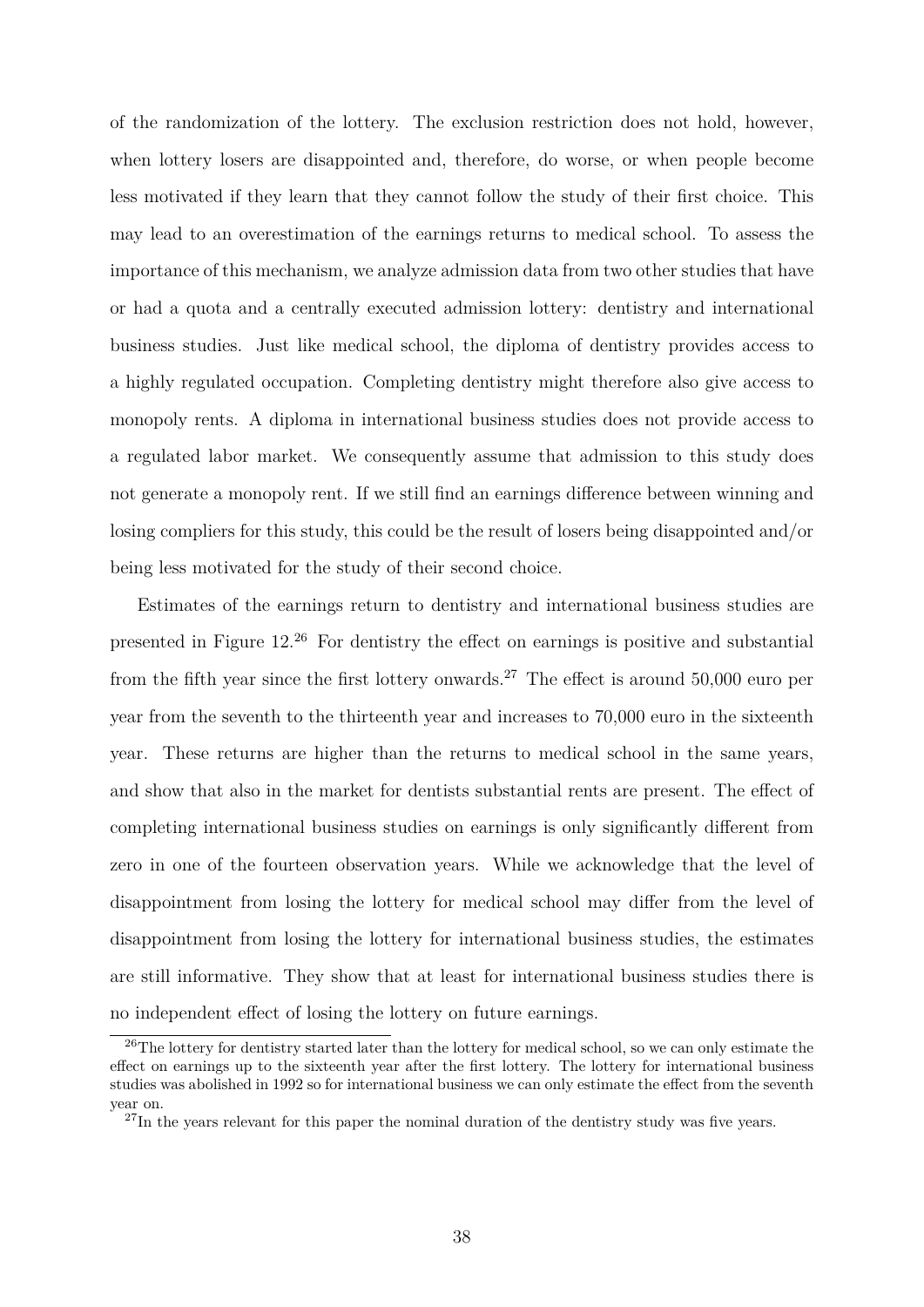of the randomization of the lottery. The exclusion restriction does not hold, however, when lottery losers are disappointed and, therefore, do worse, or when people become less motivated if they learn that they cannot follow the study of their first choice. This may lead to an overestimation of the earnings returns to medical school. To assess the importance of this mechanism, we analyze admission data from two other studies that have or had a quota and a centrally executed admission lottery: dentistry and international business studies. Just like medical school, the diploma of dentistry provides access to a highly regulated occupation. Completing dentistry might therefore also give access to monopoly rents. A diploma in international business studies does not provide access to a regulated labor market. We consequently assume that admission to this study does not generate a monopoly rent. If we still find an earnings difference between winning and losing compliers for this study, this could be the result of losers being disappointed and/or being less motivated for the study of their second choice.

Estimates of the earnings return to dentistry and international business studies are presented in Figure 12.[26] For dentistry the effect on earnings is positive and substantial from the fifth year since the first lottery onwards.[27] The effect is around 50,000 euro per year from the seventh to the thirteenth year and increases to 70,000 euro in the sixteenth year. These returns are higher than the returns to medical school in the same years, and show that also in the market for dentists substantial rents are present. The effect of completing international business studies on earnings is only significantly different from zero in one of the fourteen observation years. While we acknowledge that the level of disappointment from losing the lottery for medical school may differ from the level of disappointment from losing the lottery for international business studies, the estimates are still informative. They show that at least for international business studies there is no independent effect of losing the lottery on future earnings.

[26] The lottery for dentistry started later than the lottery for medical school, so we can only estimate the effect on earnings up to the sixteenth year after the first lottery. The lottery for international business studies was abolished in 1992 so for international business we can only estimate the effect from the seventh year on.

[27] In the years relevant for this paper the nominal duration of the dentistry study was five years.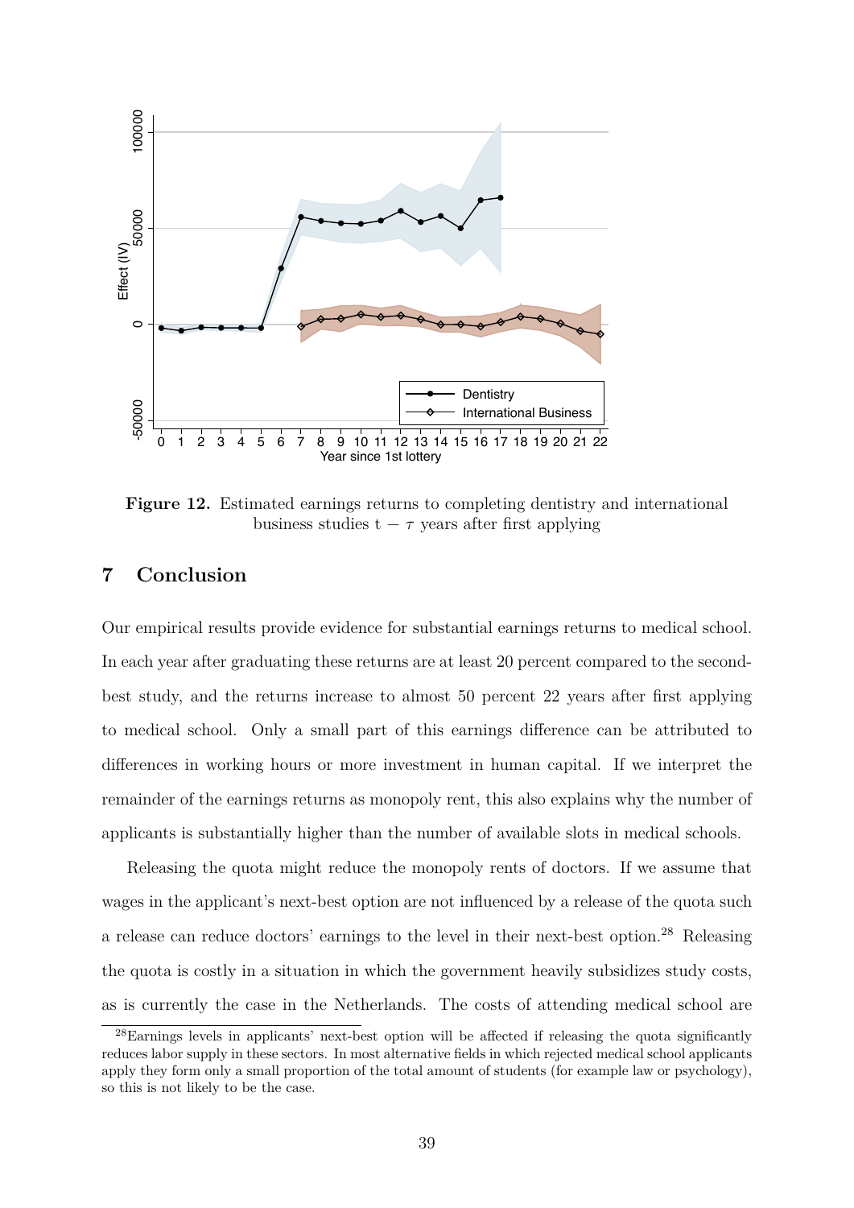**Figure 12.** Estimated earnings returns to completing dentistry and international business studies t $-$ $\tau$ years after first applying

## 7 Conclusion

Our empirical results provide evidence for substantial earnings returns to medical school. In each year after graduating these returns are at least 20 percent compared to the second-best study, and the returns increase to almost 50 percent 22 years after first applying to medical school. Only a small part of this earnings difference can be attributed to differences in working hours or more investment in human capital. If we interpret the remainder of the earnings returns as monopoly rent, this also explains why the number of applicants is substantially higher than the number of available slots in medical schools.

Releasing the quota might reduce the monopoly rents of doctors. If we assume that wages in the applicant's next-best option are not influenced by a release of the quota such a release can reduce doctors' earnings to the level in their next-best option.[28] Releasing the quota is costly in a situation in which the government heavily subsidizes study costs, as is currently the case in the Netherlands. The costs of attending medical school are

[28] Earnings levels in applicants' next-best option will be affected if releasing the quota significantly reduces labor supply in these sectors. In most alternative fields in which rejected medical school applicants apply they form only a small proportion of the total amount of students (for example law or psychology), so this is not likely to be the case.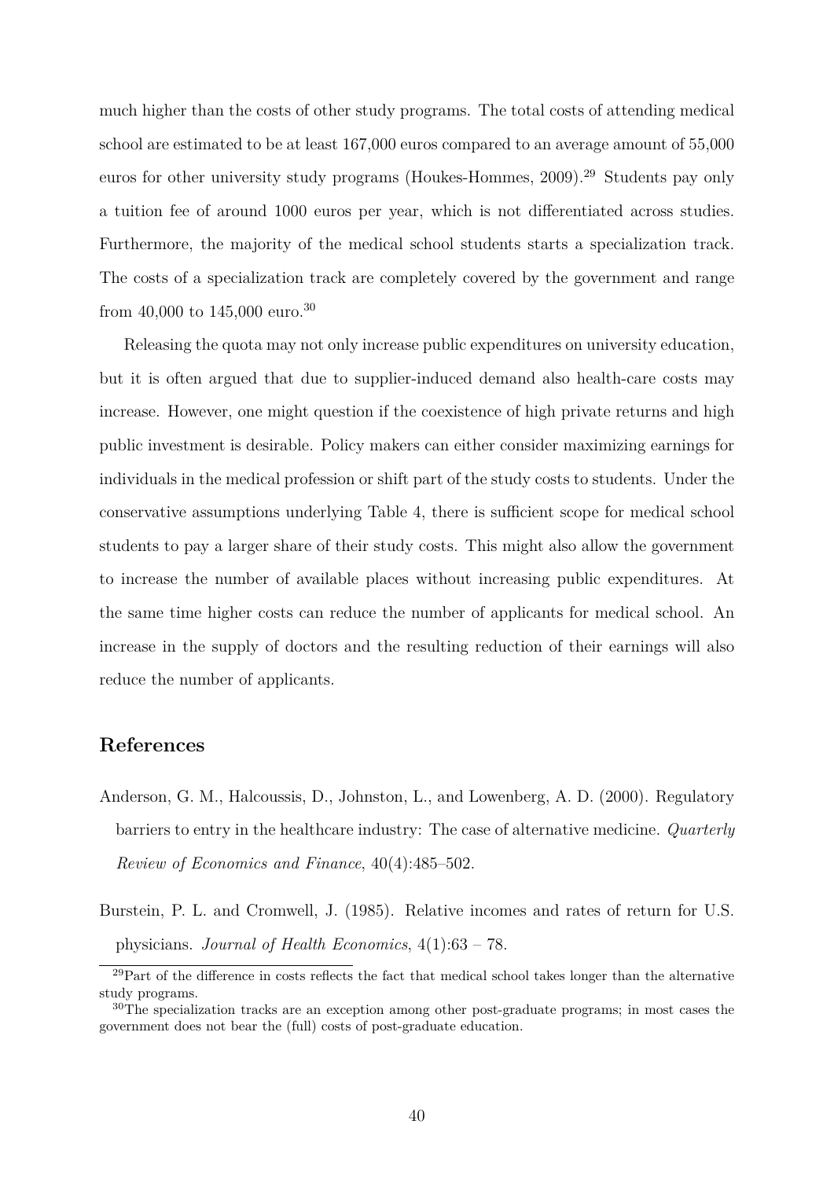much higher than the costs of other study programs. The total costs of attending medical school are estimated to be at least 167,000 euros compared to an average amount of 55,000 euros for other university study programs (Houkes-Hommes, 2009).[29] Students pay only a tuition fee of around 1000 euros per year, which is not differentiated across studies. Furthermore, the majority of the medical school students starts a specialization track. The costs of a specialization track are completely covered by the government and range from 40,000 to 145,000 euro.[30]

Releasing the quota may not only increase public expenditures on university education, but it is often argued that due to supplier-induced demand also health-care costs may increase. However, one might question if the coexistence of high private returns and high public investment is desirable. Policy makers can either consider maximizing earnings for individuals in the medical profession or shift part of the study costs to students. Under the conservative assumptions underlying Table 4, there is sufficient scope for medical school students to pay a larger share of their study costs. This might also allow the government to increase the number of available places without increasing public expenditures. At the same time higher costs can reduce the number of applicants for medical school. An increase in the supply of doctors and the resulting reduction of their earnings will also reduce the number of applicants.

## References

Anderson, G. M., Halcoussis, D., Johnston, L., and Lowenberg, A. D. (2000). Regulatory barriers to entry in the healthcare industry: The case of alternative medicine. *Quarterly Review of Economics and Finance*, 40(4):485–502.

Burstein, P. L. and Cromwell, J. (1985). Relative incomes and rates of return for U.S. physicians. *Journal of Health Economics*, 4(1):63 – 78.

---

[29] Part of the difference in costs reflects the fact that medical school takes longer than the alternative study programs.

[30] The specialization tracks are an exception among other post-graduate programs; in most cases the government does not bear the (full) costs of post-graduate education.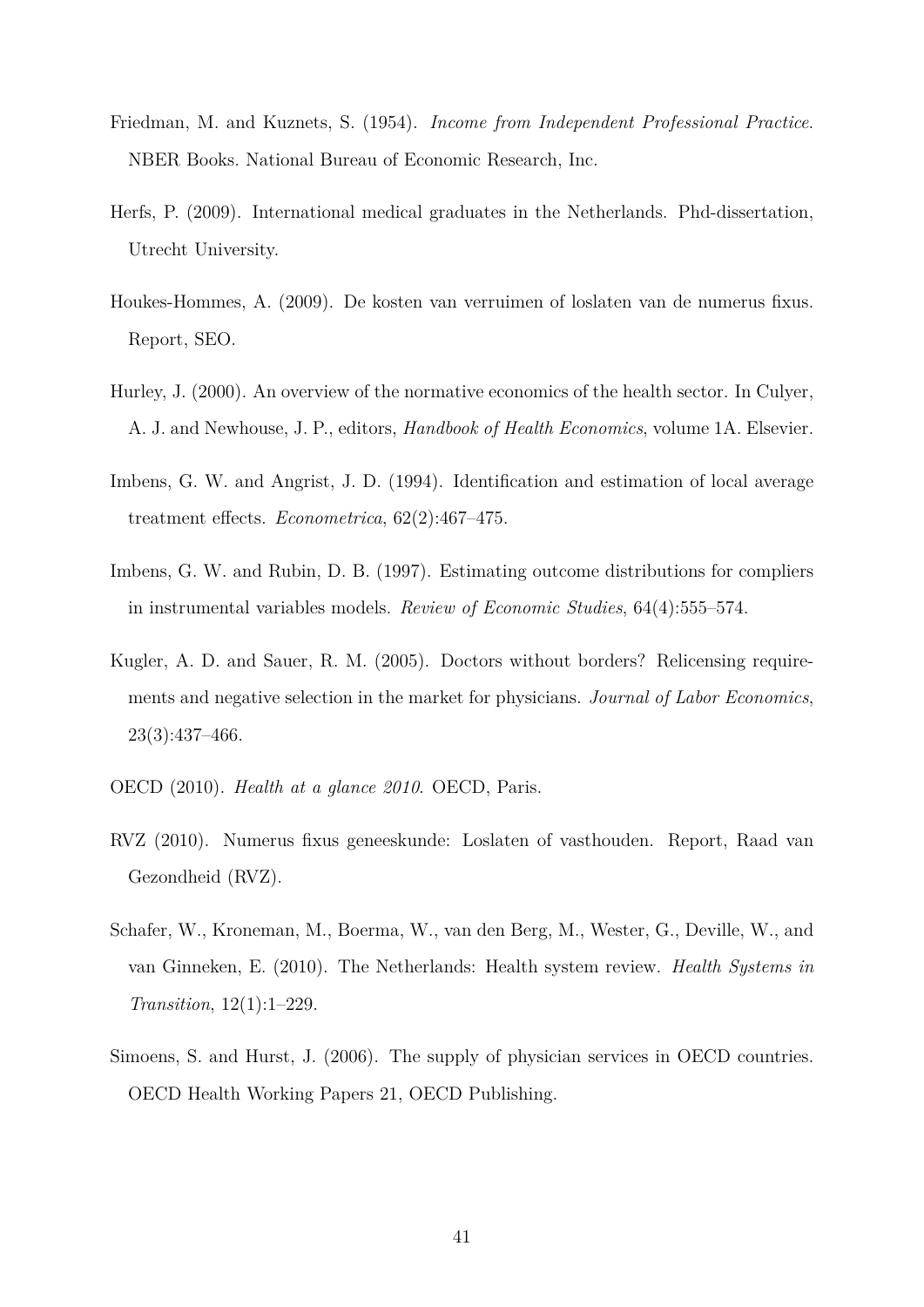Friedman, M. and Kuznets, S. (1954). *Income from Independent Professional Practice*. NBER Books. National Bureau of Economic Research, Inc.

Herfs, P. (2009). International medical graduates in the Netherlands. Phd-dissertation, Utrecht University.

Houkes-Hommes, A. (2009). De kosten van verruimen of loslaten van de numerus fixus. Report, SEO.

Hurley, J. (2000). An overview of the normative economics of the health sector. In Culyer, A. J. and Newhouse, J. P., editors, *Handbook of Health Economics*, volume 1A. Elsevier.

Imbens, G. W. and Angrist, J. D. (1994). Identification and estimation of local average treatment effects. *Econometrica*, 62(2):467–475.

Imbens, G. W. and Rubin, D. B. (1997). Estimating outcome distributions for compliers in instrumental variables models. *Review of Economic Studies*, 64(4):555–574.

Kugler, A. D. and Sauer, R. M. (2005). Doctors without borders? Relicensing requirements and negative selection in the market for physicians. *Journal of Labor Economics*, 23(3):437–466.

OECD (2010). *Health at a glance 2010*. OECD, Paris.

RVZ (2010). Numerus fixus geneeskunde: Loslaten of vasthouden. Report, Raad van Gezondheid (RVZ).

Schafer, W., Kroneman, M., Boerma, W., van den Berg, M., Wester, G., Deville, W., and van Ginneken, E. (2010). The Netherlands: Health system review. *Health Systems in Transition*, 12(1):1–229.

Simoens, S. and Hurst, J. (2006). The supply of physician services in OECD countries. OECD Health Working Papers 21, OECD Publishing.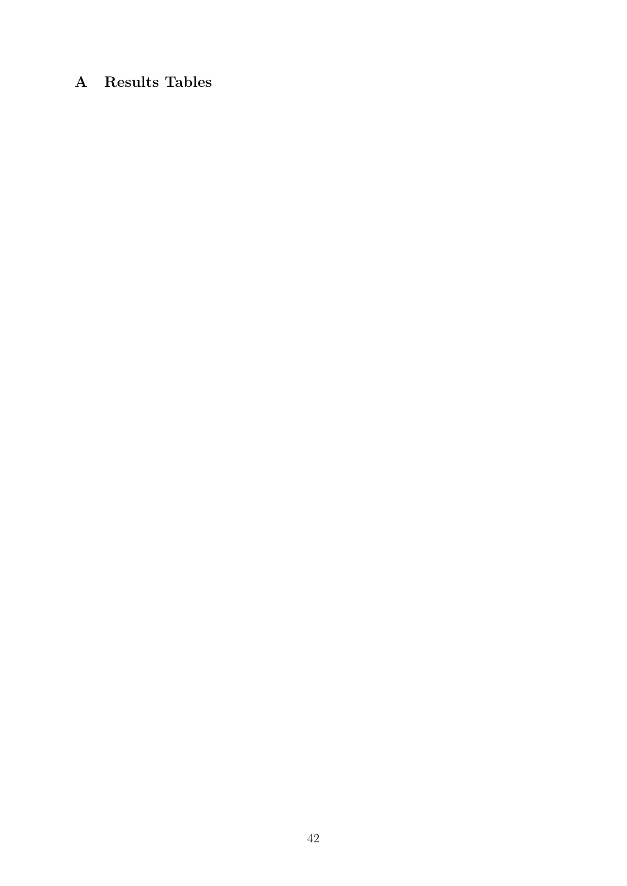# A Results Tables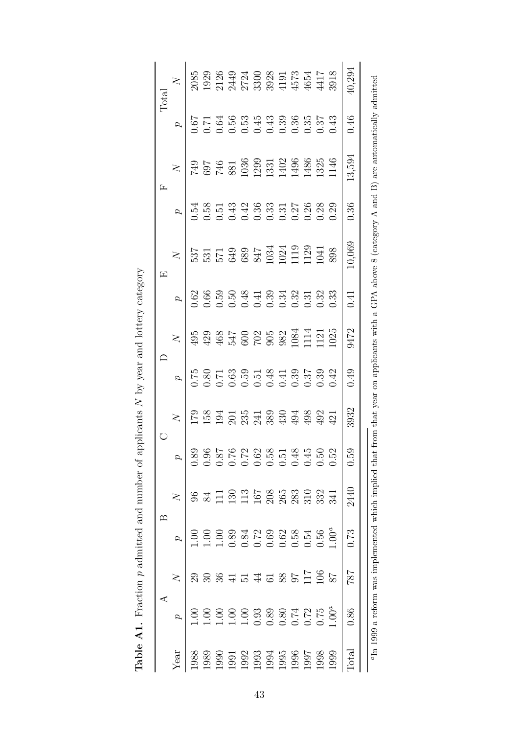**Table A1.** Fraction $p$ admitted and number of applicants $N$ by year and lottery category

| | A | | B | | C | | D | | E | | F | | Total | |
|---|---|---|---|---|---|---|---|---|---|---|---|---|---|---|
| Year | $p$ | $N$ | $p$ | $N$ | $p$ | $N$ | $p$ | $N$ | $p$ | $N$ | $p$ | $N$ | $p$ | $N$ |
| 1988 | 1.00 | 29 | 1.00 | 96 | 0.89 | 179 | 0.75 | 495 | 0.62 | 537 | 0.54 | 749 | 0.67 | 2085 |
| 1989 | 1.00 | 30 | 1.00 | 84 | 0.96 | 158 | 0.80 | 429 | 0.66 | 531 | 0.58 | 697 | 0.71 | 1929 |
| 1990 | 1.00 | 36 | 1.00 | 111 | 0.87 | 194 | 0.71 | 468 | 0.59 | 571 | 0.51 | 746 | 0.64 | 2126 |
| 1991 | 1.00 | 41 | 0.89 | 130 | 0.76 | 201 | 0.63 | 547 | 0.50 | 649 | 0.43 | 881 | 0.56 | 2449 |
| 1992 | 1.00 | 51 | 0.84 | 113 | 0.72 | 235 | 0.59 | 600 | 0.48 | 689 | 0.42 | 1036 | 0.53 | 2724 |
| 1993 | 0.93 | 44 | 0.72 | 167 | 0.62 | 241 | 0.51 | 702 | 0.41 | 847 | 0.36 | 1299 | 0.45 | 3300 |
| 1994 | 0.89 | 61 | 0.69 | 208 | 0.58 | 389 | 0.48 | 905 | 0.39 | 1034 | 0.33 | 1331 | 0.43 | 3928 |
| 1995 | 0.80 | 88 | 0.62 | 265 | 0.51 | 430 | 0.41 | 982 | 0.34 | 1024 | 0.31 | 1402 | 0.39 | 4191 |
| 1996 | 0.74 | 97 | 0.58 | 283 | 0.48 | 494 | 0.39 | 1084 | 0.32 | 1119 | 0.27 | 1496 | 0.36 | 4573 |
| 1997 | 0.72 | 117 | 0.54 | 310 | 0.45 | 498 | 0.37 | 1114 | 0.31 | 1129 | 0.26 | 1486 | 0.35 | 4654 |
| 1998 | 0.75 | 106 | 0.56 | 332 | 0.50 | 492 | 0.39 | 1121 | 0.32 | 1041 | 0.28 | 1325 | 0.37 | 4417 |
| 1999 | 1.00[a] | 87 | 1.00[a] | 341 | 0.52 | 421 | 0.42 | 1025 | 0.33 | 898 | 0.29 | 1146 | 0.43 | 3918 |
| Total | 0.86 | 787 | 0.73 | 2440 | 0.59 | 3932 | 0.49 | 9472 | 0.41 | 10,069 | 0.36 | 13,594 | 0.46 | 40,294 |

[a] In 1999 a reform was implemented which implied that from that year on applicants with a GPA above 8 (category A and B) are automatically admitted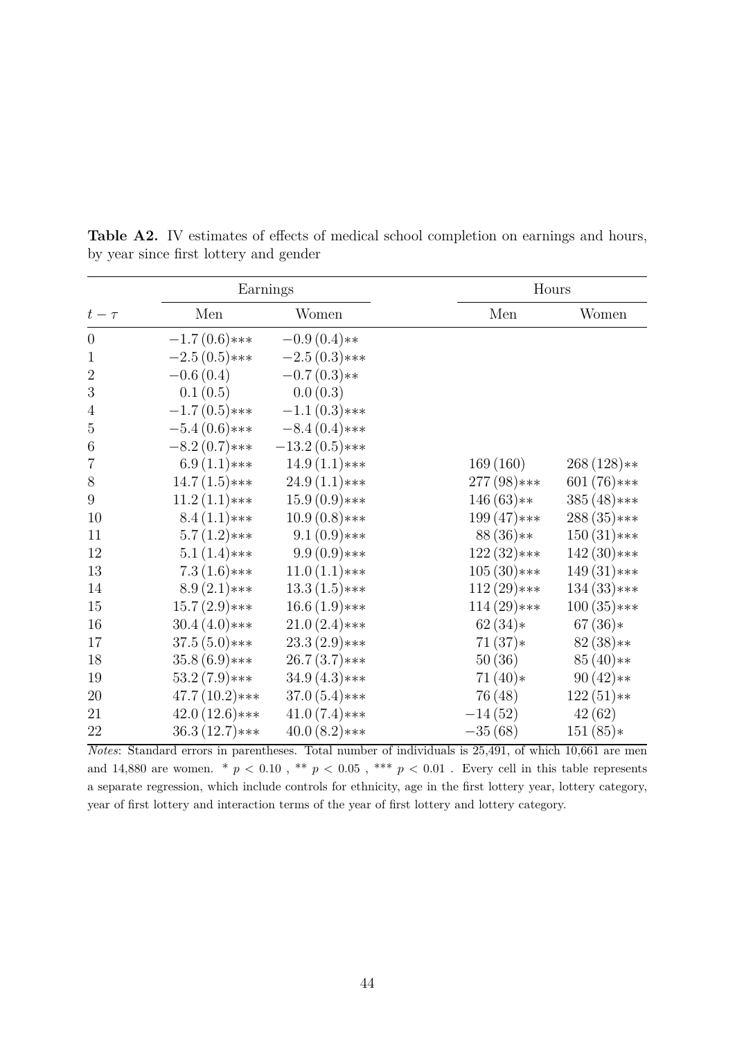**Table A2.** IV estimates of effects of medical school completion on earnings and hours, by year since first lottery and gender

| | Earnings | | Hours | |
|---|---|---|---|---|
| $t-\tau$ | Men | Women | Men | Women |
| 0 | $-1.7\,(0.6)$*** | $-0.9\,(0.4)$** | | |
| 1 | $-2.5\,(0.5)$*** | $-2.5\,(0.3)$*** | | |
| 2 | $-0.6\,(0.4)$ | $-0.7\,(0.3)$** | | |
| 3 | $0.1\,(0.5)$ | $0.0\,(0.3)$ | | |
| 4 | $-1.7\,(0.5)$*** | $-1.1\,(0.3)$*** | | |
| 5 | $-5.4\,(0.6)$*** | $-8.4\,(0.4)$*** | | |
| 6 | $-8.2\,(0.7)$*** | $-13.2\,(0.5)$*** | | |
| 7 | $6.9\,(1.1)$*** | $14.9\,(1.1)$*** | $169\,(160)$ | $268\,(128)$** |
| 8 | $14.7\,(1.5)$*** | $24.9\,(1.1)$*** | $277\,(98)$*** | $601\,(76)$*** |
| 9 | $11.2\,(1.1)$*** | $15.9\,(0.9)$*** | $146\,(63)$** | $385\,(48)$*** |
| 10 | $8.4\,(1.1)$*** | $10.9\,(0.8)$*** | $199\,(47)$*** | $288\,(35)$*** |
| 11 | $5.7\,(1.2)$*** | $9.1\,(0.9)$*** | $88\,(36)$** | $150\,(31)$*** |
| 12 | $5.1\,(1.4)$*** | $9.9\,(0.9)$*** | $122\,(32)$*** | $142\,(30)$*** |
| 13 | $7.3\,(1.6)$*** | $11.0\,(1.1)$*** | $105\,(30)$*** | $149\,(31)$*** |
| 14 | $8.9\,(2.1)$*** | $13.3\,(1.5)$*** | $112\,(29)$*** | $134\,(33)$*** |
| 15 | $15.7\,(2.9)$*** | $16.6\,(1.9)$*** | $114\,(29)$*** | $100\,(35)$*** |
| 16 | $30.4\,(4.0)$*** | $21.0\,(2.4)$*** | $62\,(34)$* | $67\,(36)$* |
| 17 | $37.5\,(5.0)$*** | $23.3\,(2.9)$*** | $71\,(37)$* | $82\,(38)$** |
| 18 | $35.8\,(6.9)$*** | $26.7\,(3.7)$*** | $50\,(36)$ | $85\,(40)$** |
| 19 | $53.2\,(7.9)$*** | $34.9\,(4.3)$*** | $71\,(40)$* | $90\,(42)$** |
| 20 | $47.7\,(10.2)$*** | $37.0\,(5.4)$*** | $76\,(48)$ | $122\,(51)$** |
| 21 | $42.0\,(12.6)$*** | $41.0\,(7.4)$*** | $-14\,(52)$ | $42\,(62)$ |
| 22 | $36.3\,(12.7)$*** | $40.0\,(8.2)$*** | $-35\,(68)$ | $151\,(85)$* |

*Notes*: Standard errors in parentheses. Total number of individuals is 25,491, of which 10,661 are men and 14,880 are women. * $p < 0.10$ , ** $p < 0.05$ , *** $p < 0.01$ . Every cell in this table represents a separate regression, which include controls for ethnicity, age in the first lottery year, lottery category, year of first lottery and interaction terms of the year of first lottery and lottery category.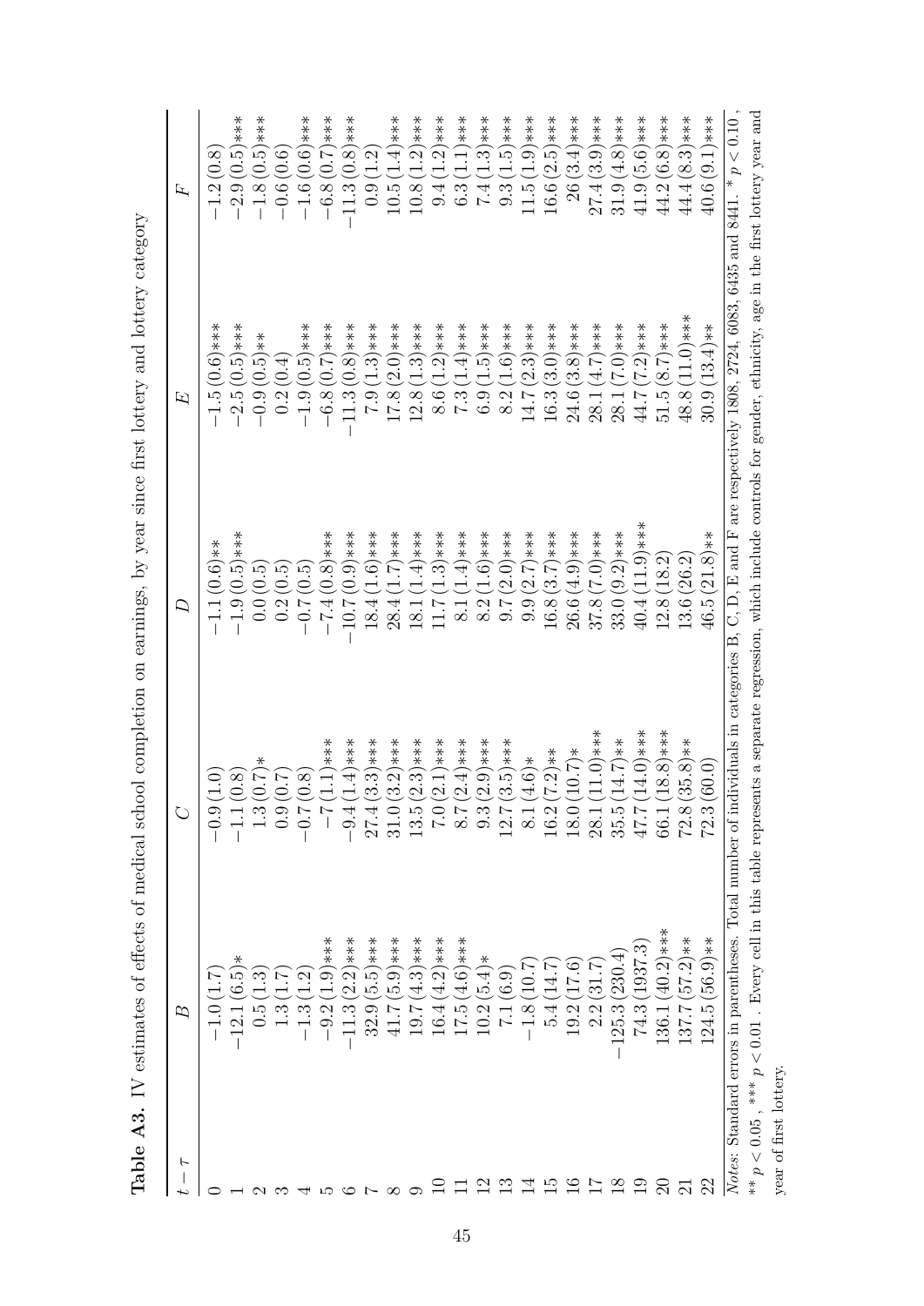**Table A3.** IV estimates of effects of medical school completion on earnings, by year since first lottery and lottery category

| $t-\tau$ | $B$ | $C$ | $D$ | $E$ | $F$ |
|---|---|---|---|---|---|
| 0 | −1.0 (1.7) | −0.9 (1.0) | −1.1 (0.6)** | −1.5 (0.6)*** | −1.2 (0.8) |
| 1 | −12.1 (6.5)* | −1.1 (0.8) | −1.9 (0.5)*** | −2.5 (0.5)*** | −2.9 (0.5)*** |
| 2 | 0.5 (1.3) | 1.3 (0.7)* | 0.0 (0.5) | −0.9 (0.5)** | −1.8 (0.5)*** |
| 3 | 1.3 (1.7) | 0.9 (0.7) | 0.2 (0.5) | 0.2 (0.4) | −0.6 (0.6) |
| 4 | −1.3 (1.2) | −0.7 (0.8) | −0.7 (0.5) | −1.9 (0.5)*** | −1.6 (0.6)*** |
| 5 | −9.2 (1.9)*** | −7 (1.1)*** | −7.4 (0.8)*** | −6.8 (0.7)*** | −6.8 (0.7)*** |
| 6 | −11.3 (2.2)*** | −9.4 (1.4)*** | −10.7 (0.9)*** | −11.3 (0.8)*** | −11.3 (0.8)*** |
| 7 | 32.9 (5.5)*** | 27.4 (3.3)*** | 18.4 (1.6)*** | 7.9 (1.3)*** | 0.9 (1.2) |
| 8 | 41.7 (5.9)*** | 31.0 (3.2)*** | 28.4 (1.7)*** | 17.8 (2.0)*** | 10.5 (1.4)*** |
| 9 | 19.7 (4.3)*** | 13.5 (2.3)*** | 18.1 (1.4)*** | 12.8 (1.3)*** | 10.8 (1.2)*** |
| 10 | 16.4 (4.2)*** | 7.0 (2.1)*** | 11.7 (1.3)*** | 8.6 (1.2)*** | 9.4 (1.2)*** |
| 11 | 17.5 (4.6)*** | 8.7 (2.4)*** | 8.1 (1.4)*** | 7.3 (1.4)*** | 6.3 (1.1)*** |
| 12 | 10.2 (5.4)* | 9.3 (2.9)*** | 8.2 (1.6)*** | 6.9 (1.5)*** | 7.4 (1.3)*** |
| 13 | 7.1 (6.9) | 12.7 (3.5)*** | 9.7 (2.0)*** | 8.2 (1.6)*** | 9.3 (1.5)*** |
| 14 | −1.8 (10.7) | 8.1 (4.6)* | 9.9 (2.7)*** | 14.7 (2.3)*** | 11.5 (1.9)*** |
| 15 | 5.4 (14.7) | 16.2 (7.2)** | 16.8 (3.7)*** | 16.3 (3.0)*** | 16.6 (2.5)*** |
| 16 | 19.2 (17.6) | 18.0 (10.7)* | 26.6 (4.9)*** | 24.6 (3.8)*** | 26 (3.4)*** |
| 17 | 2.2 (31.7) | 28.1 (11.0)*** | 37.8 (7.0)*** | 28.1 (4.7)*** | 27.4 (3.9)*** |
| 18 | −125.3 (230.4) | 35.5 (14.7)** | 33.0 (9.2)*** | 28.1 (7.0)*** | 31.9 (4.8)*** |
| 19 | 74.3 (1937.3) | 47.7 (14.0)*** | 40.4 (11.9)*** | 44.7 (7.2)*** | 41.9 (5.6)*** |
| 20 | 136.1 (40.2)*** | 66.1 (18.8)*** | 12.8 (18.2) | 51.5 (8.7)*** | 44.2 (6.8)*** |
| 21 | 137.7 (57.2)** | 72.8 (35.8)** | 13.6 (26.2) | 48.8 (11.0)*** | 44.4 (8.3)*** |
| 22 | 124.5 (56.9)** | 72.3 (60.0) | 46.5 (21.8)** | 30.9 (13.4)** | 40.6 (9.1)*** |

*Notes*: Standard errors in parentheses. Total number of individuals in categories B, C, D, E and F are respectively 1808, 2724, 6083, 6435 and 8441. * $p < 0.10$, ** $p < 0.05$, *** $p < 0.01$. Every cell in this table represents a separate regression, which include controls for gender, ethnicity, age in the first lottery year and year of first lottery.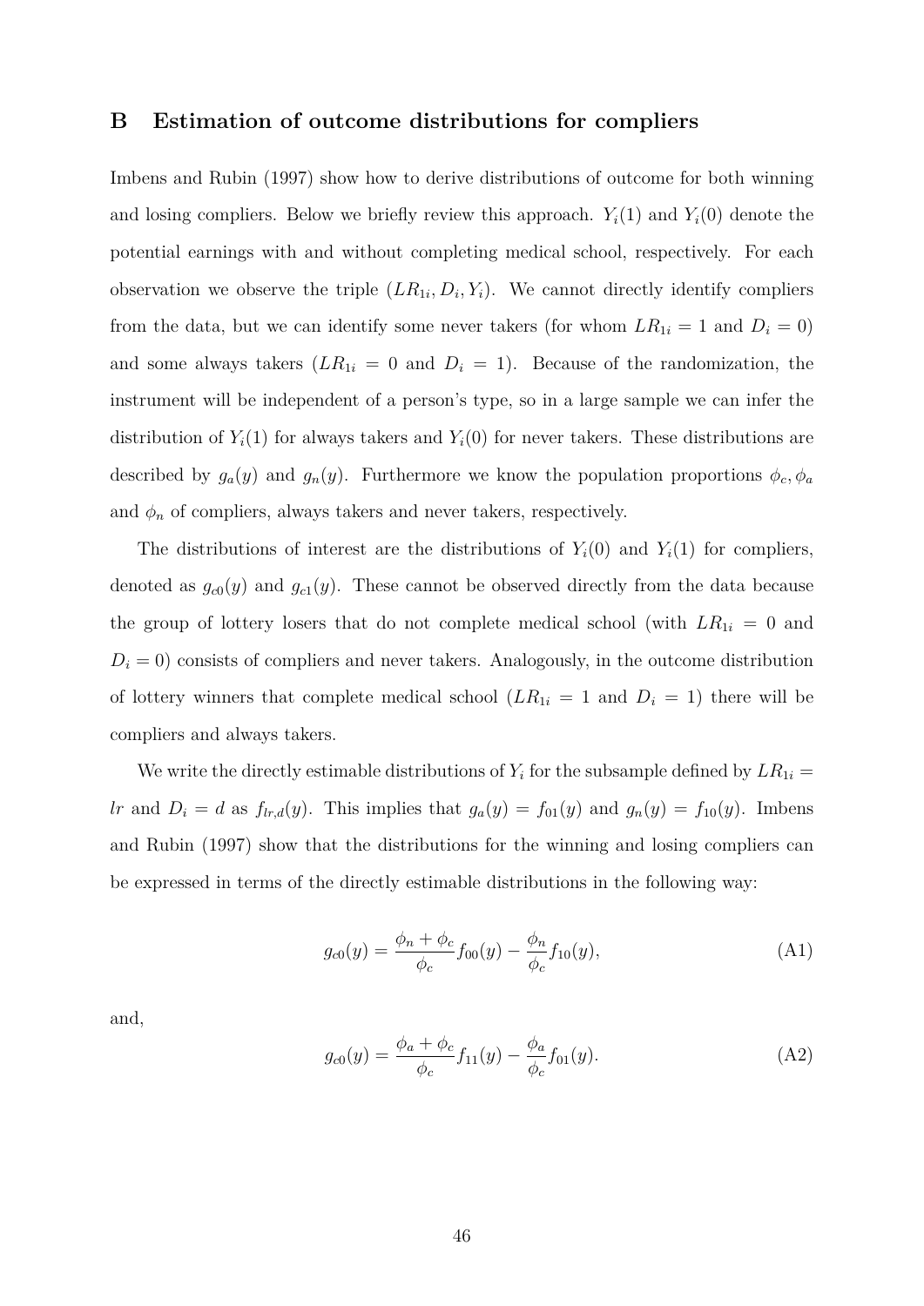## B Estimation of outcome distributions for compliers

Imbens and Rubin (1997) show how to derive distributions of outcome for both winning and losing compliers. Below we briefly review this approach. $Y_i(1)$ and $Y_i(0)$ denote the potential earnings with and without completing medical school, respectively. For each observation we observe the triple $(LR_{1i}, D_i, Y_i)$. We cannot directly identify compliers from the data, but we can identify some never takers (for whom $LR_{1i} = 1$ and $D_i = 0$) and some always takers ($LR_{1i} = 0$ and $D_i = 1$). Because of the randomization, the instrument will be independent of a person's type, so in a large sample we can infer the distribution of $Y_i(1)$ for always takers and $Y_i(0)$ for never takers. These distributions are described by $g_a(y)$ and $g_n(y)$. Furthermore we know the population proportions $\phi_c, \phi_a$ and $\phi_n$ of compliers, always takers and never takers, respectively.

The distributions of interest are the distributions of $Y_i(0)$ and $Y_i(1)$ for compliers, denoted as $g_{c0}(y)$ and $g_{c1}(y)$. These cannot be observed directly from the data because the group of lottery losers that do not complete medical school (with $LR_{1i} = 0$ and $D_i = 0$) consists of compliers and never takers. Analogously, in the outcome distribution of lottery winners that complete medical school ($LR_{1i} = 1$ and $D_i = 1$) there will be compliers and always takers.

We write the directly estimable distributions of $Y_i$ for the subsample defined by $LR_{1i} = lr$ and $D_i = d$ as $f_{lr,d}(y)$. This implies that $g_a(y) = f_{01}(y)$ and $g_n(y) = f_{10}(y)$. Imbens and Rubin (1997) show that the distributions for the winning and losing compliers can be expressed in terms of the directly estimable distributions in the following way:

$$g_{c0}(y) = \frac{\phi_n + \phi_c}{\phi_c} f_{00}(y) - \frac{\phi_n}{\phi_c} f_{10}(y), \tag{A1}$$

and,

$$g_{c0}(y) = \frac{\phi_a + \phi_c}{\phi_c} f_{11}(y) - \frac{\phi_a}{\phi_c} f_{01}(y). \tag{A2}$$